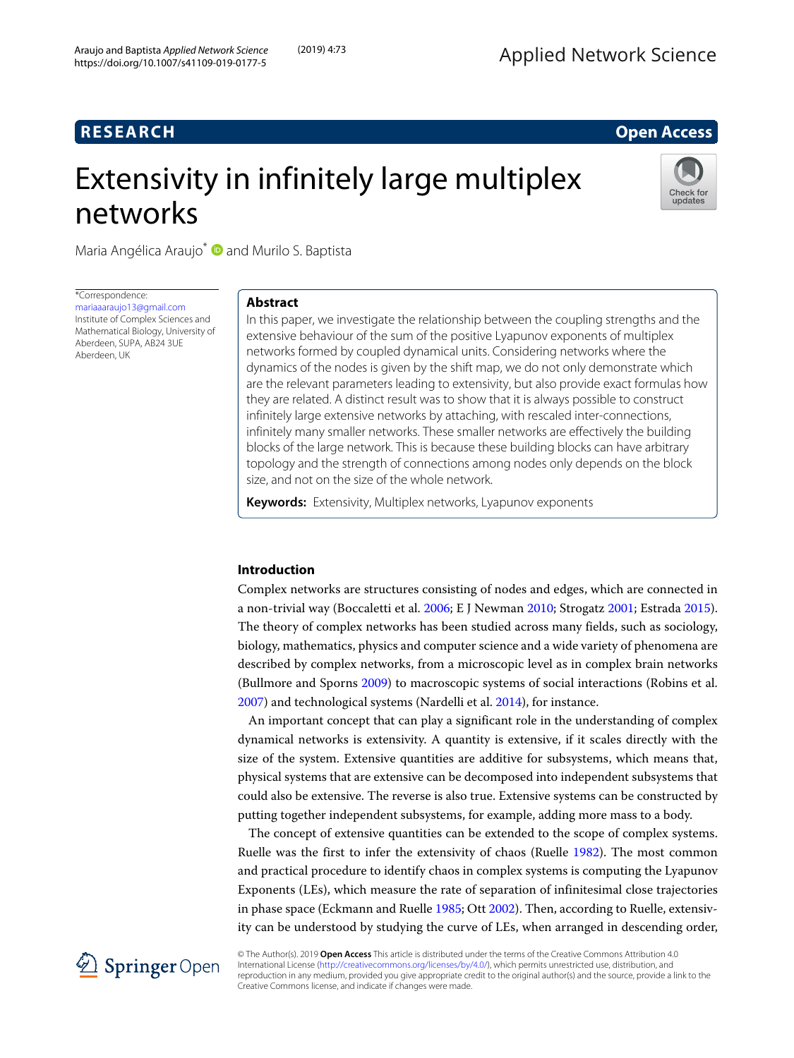RESEARCH | Open Access

# Extensivity in infinitely large multiplex networks

Maria Angélica Araujo* and Murilo S. Baptista

*Correspondence: mariaaraujo13@gmail.com
Institute of Complex Sciences and Mathematical Biology, University of Aberdeen, SUPA, AB24 3UE Aberdeen, UK

## Abstract

In this paper, we investigate the relationship between the coupling strengths and the extensive behaviour of the sum of the positive Lyapunov exponents of multiplex networks formed by coupled dynamical units. Considering networks where the dynamics of the nodes is given by the shift map, we do not only demonstrate which are the relevant parameters leading to extensivity, but also provide exact formulas how they are related. A distinct result was to show that it is always possible to construct infinitely large extensive networks by attaching, with rescaled inter-connections, infinitely many smaller networks. These smaller networks are effectively the building blocks of the large network. This is because these building blocks can have arbitrary topology and the strength of connections among nodes only depends on the block size, and not on the size of the whole network.

**Keywords:** Extensivity, Multiplex networks, Lyapunov exponents

## Introduction

Complex networks are structures consisting of nodes and edges, which are connected in a non-trivial way (Boccaletti et al. 2006; E J Newman 2010; Strogatz 2001; Estrada 2015). The theory of complex networks has been studied across many fields, such as sociology, biology, mathematics, physics and computer science and a wide variety of phenomena are described by complex networks, from a microscopic level as in complex brain networks (Bullmore and Sporns 2009) to macroscopic systems of social interactions (Robins et al. 2007) and technological systems (Nardelli et al. 2014), for instance.

An important concept that can play a significant role in the understanding of complex dynamical networks is extensivity. A quantity is extensive, if it scales directly with the size of the system. Extensive quantities are additive for subsystems, which means that, physical systems that are extensive can be decomposed into independent subsystems that could also be extensive. The reverse is also true. Extensive systems can be constructed by putting together independent subsystems, for example, adding more mass to a body.

The concept of extensive quantities can be extended to the scope of complex systems. Ruelle was the first to infer the extensivity of chaos (Ruelle 1982). The most common and practical procedure to identify chaos in complex systems is computing the Lyapunov Exponents (LEs), which measure the rate of separation of infinitesimal close trajectories in phase space (Eckmann and Ruelle 1985; Ott 2002). Then, according to Ruelle, extensivity can be understood by studying the curve of LEs, when arranged in descending order,

© The Author(s). 2019 **Open Access** This article is distributed under the terms of the Creative Commons Attribution 4.0 International License (http://creativecommons.org/licenses/by/4.0/), which permits unrestricted use, distribution, and reproduction in any medium, provided you give appropriate credit to the original author(s) and the source, provide a link to the Creative Commons license, and indicate if changes were made.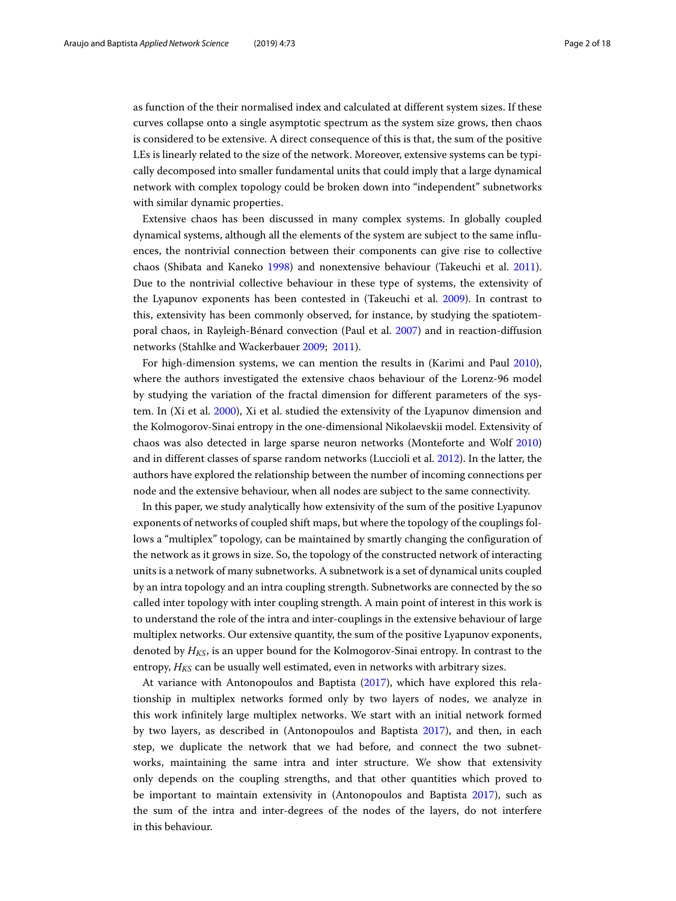as function of the their normalised index and calculated at different system sizes. If these curves collapse onto a single asymptotic spectrum as the system size grows, then chaos is considered to be extensive. A direct consequence of this is that, the sum of the positive LEs is linearly related to the size of the network. Moreover, extensive systems can be typically decomposed into smaller fundamental units that could imply that a large dynamical network with complex topology could be broken down into "independent" subnetworks with similar dynamic properties.

Extensive chaos has been discussed in many complex systems. In globally coupled dynamical systems, although all the elements of the system are subject to the same influences, the nontrivial connection between their components can give rise to collective chaos (Shibata and Kaneko 1998) and nonextensive behaviour (Takeuchi et al. 2011). Due to the nontrivial collective behaviour in these type of systems, the extensivity of the Lyapunov exponents has been contested in (Takeuchi et al. 2009). In contrast to this, extensivity has been commonly observed, for instance, by studying the spatiotemporal chaos, in Rayleigh-Bénard convection (Paul et al. 2007) and in reaction-diffusion networks (Stahlke and Wackerbauer 2009; 2011).

For high-dimension systems, we can mention the results in (Karimi and Paul 2010), where the authors investigated the extensive chaos behaviour of the Lorenz-96 model by studying the variation of the fractal dimension for different parameters of the system. In (Xi et al. 2000), Xi et al. studied the extensivity of the Lyapunov dimension and the Kolmogorov-Sinai entropy in the one-dimensional Nikolaevskii model. Extensivity of chaos was also detected in large sparse neuron networks (Monteforte and Wolf 2010) and in different classes of sparse random networks (Luccioli et al. 2012). In the latter, the authors have explored the relationship between the number of incoming connections per node and the extensive behaviour, when all nodes are subject to the same connectivity.

In this paper, we study analytically how extensivity of the sum of the positive Lyapunov exponents of networks of coupled shift maps, but where the topology of the couplings follows a "multiplex" topology, can be maintained by smartly changing the configuration of the network as it grows in size. So, the topology of the constructed network of interacting units is a network of many subnetworks. A subnetwork is a set of dynamical units coupled by an intra topology and an intra coupling strength. Subnetworks are connected by the so called inter topology with inter coupling strength. A main point of interest in this work is to understand the role of the intra and inter-couplings in the extensive behaviour of large multiplex networks. Our extensive quantity, the sum of the positive Lyapunov exponents, denoted by $H_{KS}$, is an upper bound for the Kolmogorov-Sinai entropy. In contrast to the entropy, $H_{KS}$ can be usually well estimated, even in networks with arbitrary sizes.

At variance with Antonopoulos and Baptista (2017), which have explored this relationship in multiplex networks formed only by two layers of nodes, we analyze in this work infinitely large multiplex networks. We start with an initial network formed by two layers, as described in (Antonopoulos and Baptista 2017), and then, in each step, we duplicate the network that we had before, and connect the two subnetworks, maintaining the same intra and inter structure. We show that extensivity only depends on the coupling strengths, and that other quantities which proved to be important to maintain extensivity in (Antonopoulos and Baptista 2017), such as the sum of the intra and inter-degrees of the nodes of the layers, do not interfere in this behaviour.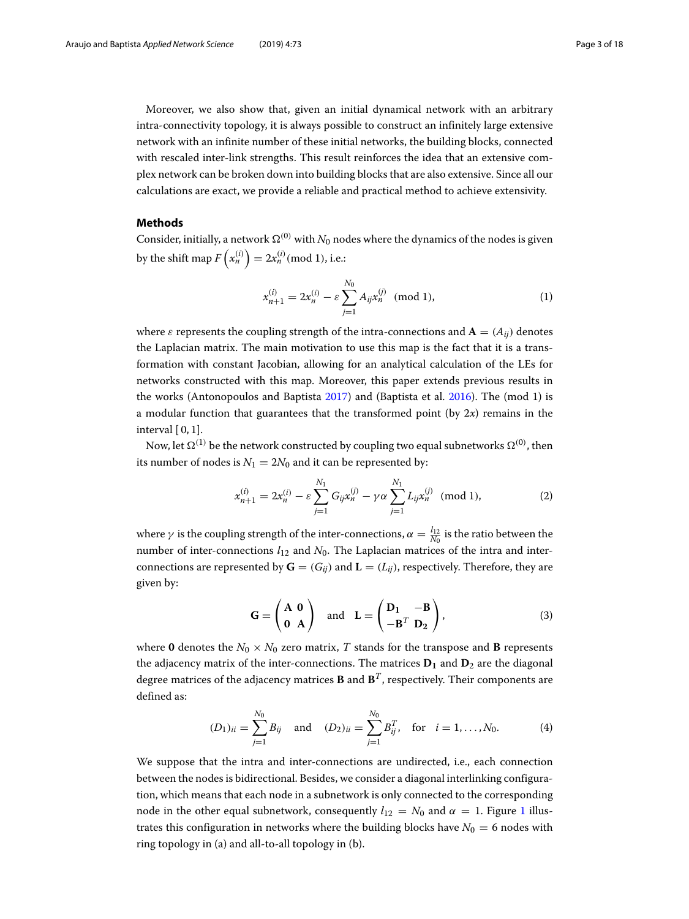Moreover, we also show that, given an initial dynamical network with an arbitrary intra-connectivity topology, it is always possible to construct an infinitely large extensive network with an infinite number of these initial networks, the building blocks, connected with rescaled inter-link strengths. This result reinforces the idea that an extensive complex network can be broken down into building blocks that are also extensive. Since all our calculations are exact, we provide a reliable and practical method to achieve extensivity.

## Methods

Consider, initially, a network $\Omega^{(0)}$ with $N_0$ nodes where the dynamics of the nodes is given by the shift map $F\left(x_n^{(i)}\right) = 2x_n^{(i)} (\text{mod } 1)$, i.e.:

$$x_{n+1}^{(i)} = 2x_n^{(i)} - \varepsilon \sum_{j=1}^{N_0} A_{ij} x_n^{(j)} \pmod{1}, \tag{1}$$

where $\varepsilon$ represents the coupling strength of the intra-connections and $\mathbf{A} = (A_{ij})$ denotes the Laplacian matrix. The main motivation to use this map is the fact that it is a transformation with constant Jacobian, allowing for an analytical calculation of the LEs for networks constructed with this map. Moreover, this paper extends previous results in the works (Antonopoulos and Baptista 2017) and (Baptista et al. 2016). The (mod 1) is a modular function that guarantees that the transformed point (by $2x$) remains in the interval $[0, 1]$.

Now, let $\Omega^{(1)}$ be the network constructed by coupling two equal subnetworks $\Omega^{(0)}$, then its number of nodes is $N_1 = 2N_0$ and it can be represented by:

$$x_{n+1}^{(i)} = 2x_n^{(i)} - \varepsilon \sum_{j=1}^{N_1} G_{ij} x_n^{(j)} - \gamma\alpha \sum_{j=1}^{N_1} L_{ij} x_n^{(j)} \pmod{1}, \tag{2}$$

where $\gamma$ is the coupling strength of the inter-connections, $\alpha = \frac{l_{12}}{N_0}$ is the ratio between the number of inter-connections $l_{12}$ and $N_0$. The Laplacian matrices of the intra and inter-connections are represented by $\mathbf{G} = (G_{ij})$ and $\mathbf{L} = (L_{ij})$, respectively. Therefore, they are given by:

$$\mathbf{G} = \begin{pmatrix} \mathbf{A} & \mathbf{0} \\ \mathbf{0} & \mathbf{A} \end{pmatrix} \quad \text{and} \quad \mathbf{L} = \begin{pmatrix} \mathbf{D_1} & -\mathbf{B} \\ -\mathbf{B}^T & \mathbf{D_2} \end{pmatrix}, \tag{3}$$

where $\mathbf{0}$ denotes the $N_0 \times N_0$ zero matrix, $T$ stands for the transpose and $\mathbf{B}$ represents the adjacency matrix of the inter-connections. The matrices $\mathbf{D_1}$ and $\mathbf{D_2}$ are the diagonal degree matrices of the adjacency matrices $\mathbf{B}$ and $\mathbf{B}^T$, respectively. Their components are defined as:

$$(D_1)_{ii} = \sum_{j=1}^{N_0} B_{ij} \quad \text{and} \quad (D_2)_{ii} = \sum_{j=1}^{N_0} B_{ij}^T, \quad \text{for} \quad i = 1, \ldots, N_0. \tag{4}$$

We suppose that the intra and inter-connections are undirected, i.e., each connection between the nodes is bidirectional. Besides, we consider a diagonal interlinking configuration, which means that each node in a subnetwork is only connected to the corresponding node in the other equal subnetwork, consequently $l_{12} = N_0$ and $\alpha = 1$. Figure 1 illustrates this configuration in networks where the building blocks have $N_0 = 6$ nodes with ring topology in (a) and all-to-all topology in (b).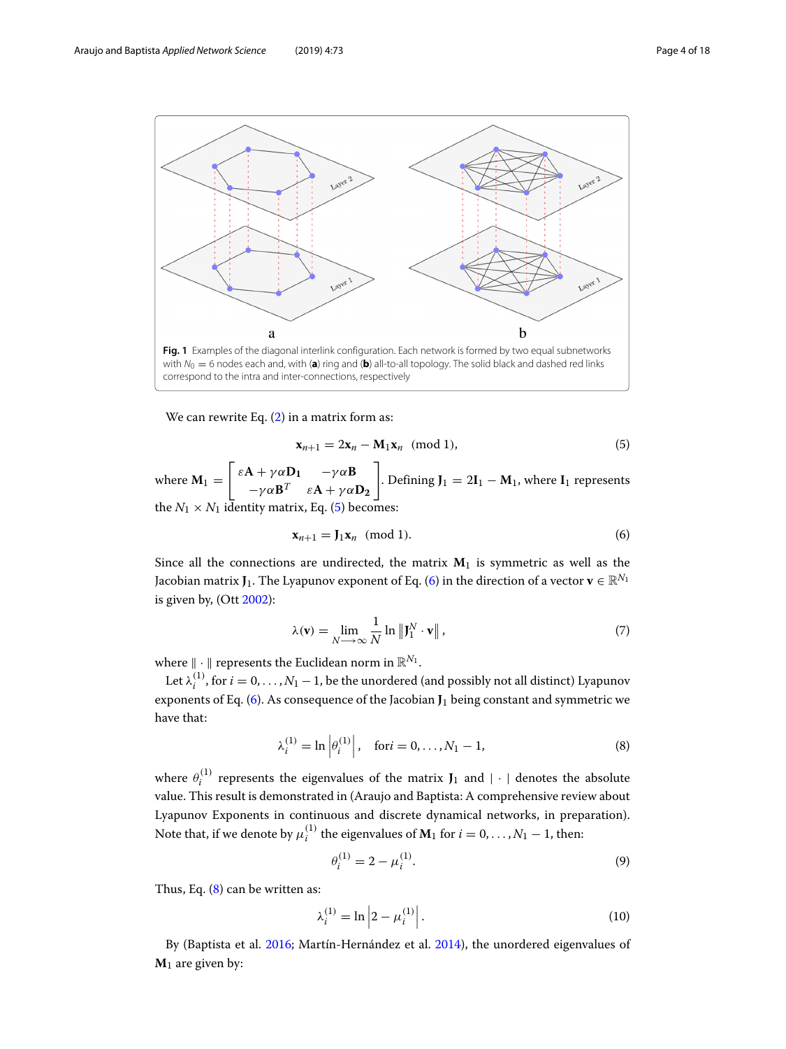Fig. 1 Examples of the diagonal interlink configuration. Each network is formed by two equal subnetworks with $N_0 = 6$ nodes each and, with (**a**) ring and (**b**) all-to-all topology. The solid black and dashed red links correspond to the intra and inter-connections, respectively

We can rewrite Eq. (2) in a matrix form as:

$$\mathbf{x}_{n+1} = 2\mathbf{x}_n - \mathbf{M}_1\mathbf{x}_n \pmod 1, \tag{5}$$

where $\mathbf{M}_1 = \begin{bmatrix} \varepsilon\mathbf{A} + \gamma\alpha\mathbf{D_1} & -\gamma\alpha\mathbf{B} \\ -\gamma\alpha\mathbf{B}^T & \varepsilon\mathbf{A} + \gamma\alpha\mathbf{D_2} \end{bmatrix}$. Defining $\mathbf{J}_1 = 2\mathbf{I}_1 - \mathbf{M}_1$, where $\mathbf{I_1}$ represents the $N_1 \times N_1$ identity matrix, Eq. (5) becomes:

$$\mathbf{x}_{n+1} = \mathbf{J}_1\mathbf{x}_n \pmod 1. \tag{6}$$

Since all the connections are undirected, the matrix $\mathbf{M}_1$ is symmetric as well as the Jacobian matrix $\mathbf{J}_1$. The Lyapunov exponent of Eq. (6) in the direction of a vector $\mathbf{v} \in \mathbb{R}^{N_1}$ is given by, (Ott 2002):

$$\lambda(\mathbf{v}) = \lim_{N \longrightarrow \infty} \frac{1}{N} \ln \left\| \mathbf{J}_1^N \cdot \mathbf{v} \right\|, \tag{7}$$

where $\| \cdot \|$ represents the Euclidean norm in $\mathbb{R}^{N_1}$.

Let $\lambda_i^{(1)}$, for $i = 0, \ldots, N_1 - 1$, be the unordered (and possibly not all distinct) Lyapunov exponents of Eq. (6). As consequence of the Jacobian $\mathbf{J}_1$ being constant and symmetric we have that:

$$\lambda_i^{(1)} = \ln \left| \theta_i^{(1)} \right|, \quad \text{for} i = 0, \ldots, N_1 - 1, \tag{8}$$

where $\theta_i^{(1)}$ represents the eigenvalues of the matrix $\mathbf{J}_1$ and $| \cdot |$ denotes the absolute value. This result is demonstrated in (Araujo and Baptista: A comprehensive review about Lyapunov Exponents in continuous and discrete dynamical networks, in preparation). Note that, if we denote by $\mu_i^{(1)}$ the eigenvalues of $\mathbf{M}_1$ for $i = 0, \ldots, N_1 - 1$, then:

$$\theta_i^{(1)} = 2 - \mu_i^{(1)}. \tag{9}$$

Thus, Eq. (8) can be written as:

$$\lambda_i^{(1)} = \ln \left| 2 - \mu_i^{(1)} \right|. \tag{10}$$

By (Baptista et al. 2016; Martín-Hernández et al. 2014), the unordered eigenvalues of $\mathbf{M}_1$ are given by: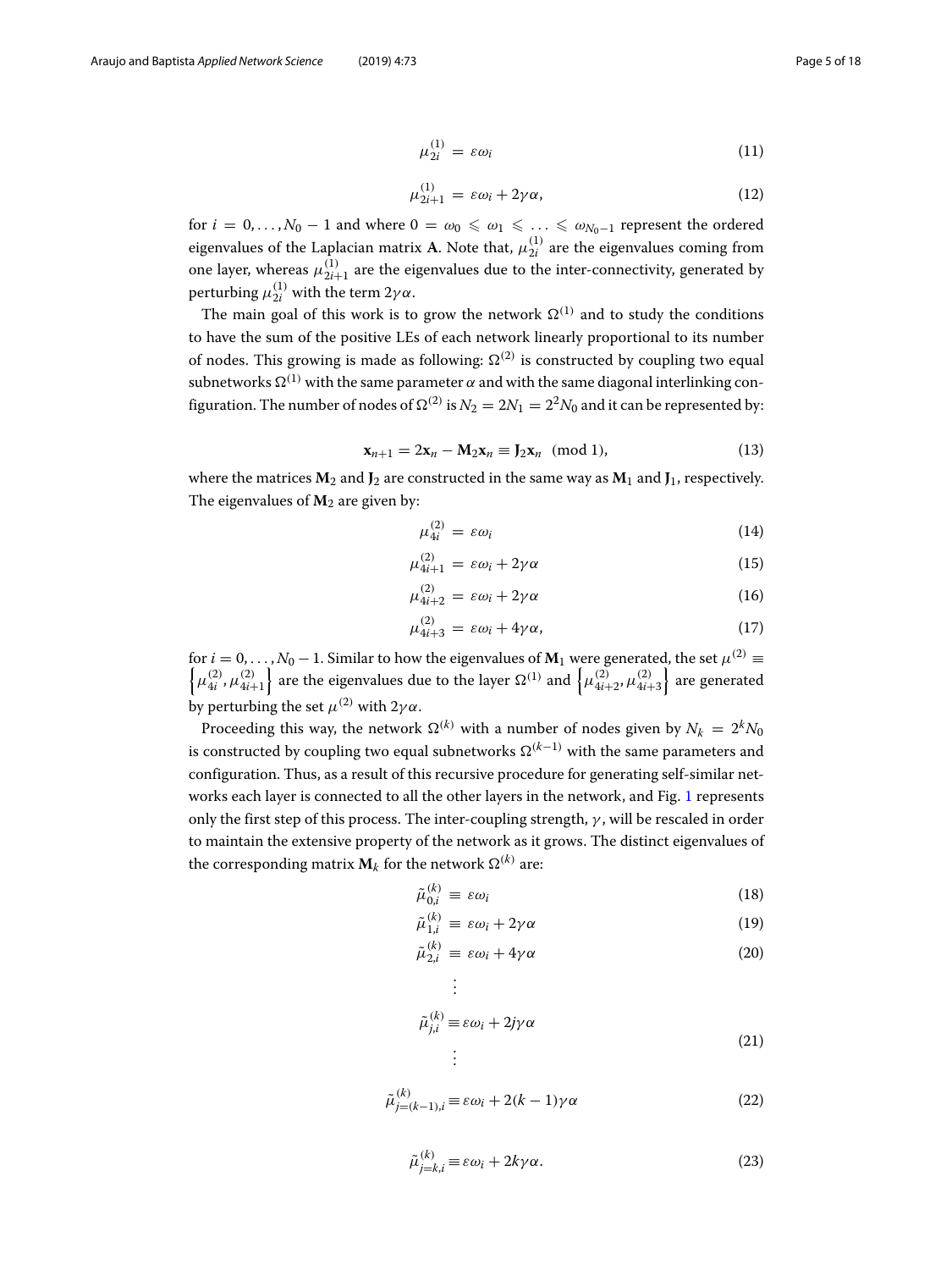$$\mu_{2i}^{(1)} = \varepsilon \omega_i \tag{11}$$

$$\mu_{2i+1}^{(1)} = \varepsilon \omega_i + 2\gamma\alpha, \tag{12}$$

for $i = 0, \ldots, N_0 - 1$ and where $0 = \omega_0 \leqslant \omega_1 \leqslant \ldots \leqslant \omega_{N_0-1}$ represent the ordered eigenvalues of the Laplacian matrix $\mathbf{A}$. Note that, $\mu_{2i}^{(1)}$ are the eigenvalues coming from one layer, whereas $\mu_{2i+1}^{(1)}$ are the eigenvalues due to the inter-connectivity, generated by perturbing $\mu_{2i}^{(1)}$ with the term $2\gamma\alpha$.

The main goal of this work is to grow the network $\Omega^{(1)}$ and to study the conditions to have the sum of the positive LEs of each network linearly proportional to its number of nodes. This growing is made as following: $\Omega^{(2)}$ is constructed by coupling two equal subnetworks $\Omega^{(1)}$ with the same parameter $\alpha$ and with the same diagonal interlinking configuration. The number of nodes of $\Omega^{(2)}$ is $N_2 = 2N_1 = 2^2 N_0$ and it can be represented by:

$$\mathbf{x}_{n+1} = 2\mathbf{x}_n - \mathbf{M}_2\mathbf{x}_n \equiv \mathbf{J}_2\mathbf{x}_n \pmod 1, \tag{13}$$

where the matrices $\mathbf{M}_2$ and $\mathbf{J}_2$ are constructed in the same way as $\mathbf{M}_1$ and $\mathbf{J}_1$, respectively. The eigenvalues of $\mathbf{M}_2$ are given by:

$$\mu_{4i}^{(2)} = \varepsilon \omega_i \tag{14}$$

$$\mu_{4i+1}^{(2)} = \varepsilon \omega_i + 2\gamma\alpha \tag{15}$$

$$\mu_{4i+2}^{(2)} = \varepsilon \omega_i + 2\gamma\alpha \tag{16}$$

$$\mu_{4i+3}^{(2)} = \varepsilon \omega_i + 4\gamma\alpha, \tag{17}$$

for $i = 0, \ldots, N_0 - 1$. Similar to how the eigenvalues of $\mathbf{M}_1$ were generated, the set $\mu^{(2)} \equiv \left\{\mu_{4i}^{(2)}, \mu_{4i+1}^{(2)}\right\}$ are the eigenvalues due to the layer $\Omega^{(1)}$ and $\left\{\mu_{4i+2}^{(2)}, \mu_{4i+3}^{(2)}\right\}$ are generated by perturbing the set $\mu^{(2)}$ with $2\gamma\alpha$.

Proceeding this way, the network $\Omega^{(k)}$ with a number of nodes given by $N_k = 2^k N_0$ is constructed by coupling two equal subnetworks $\Omega^{(k-1)}$ with the same parameters and configuration. Thus, as a result of this recursive procedure for generating self-similar networks each layer is connected to all the other layers in the network, and Fig. 1 represents only the first step of this process. The inter-coupling strength, $\gamma$, will be rescaled in order to maintain the extensive property of the network as it grows. The distinct eigenvalues of the corresponding matrix $\mathbf{M}_k$ for the network $\Omega^{(k)}$ are:

$$\tilde{\mu}_{0,i}^{(k)} \equiv \varepsilon \omega_i \tag{18}$$

$$\tilde{\mu}_{1,i}^{(k)} \equiv \varepsilon \omega_i + 2\gamma\alpha \tag{19}$$

$$\tilde{\mu}_{2,i}^{(k)} \equiv \varepsilon \omega_i + 4\gamma\alpha \tag{20}$$

$$\vdots$$

$$\tilde{\mu}_{j,i}^{(k)} \equiv \varepsilon \omega_i + 2j\gamma\alpha \tag{21}$$

$$\vdots$$

$$\tilde{\mu}_{j=(k-1),i}^{(k)} \equiv \varepsilon \omega_i + 2(k-1)\gamma\alpha \tag{22}$$

$$\tilde{\mu}_{j=k,i}^{(k)} \equiv \varepsilon \omega_i + 2k\gamma\alpha. \tag{23}$$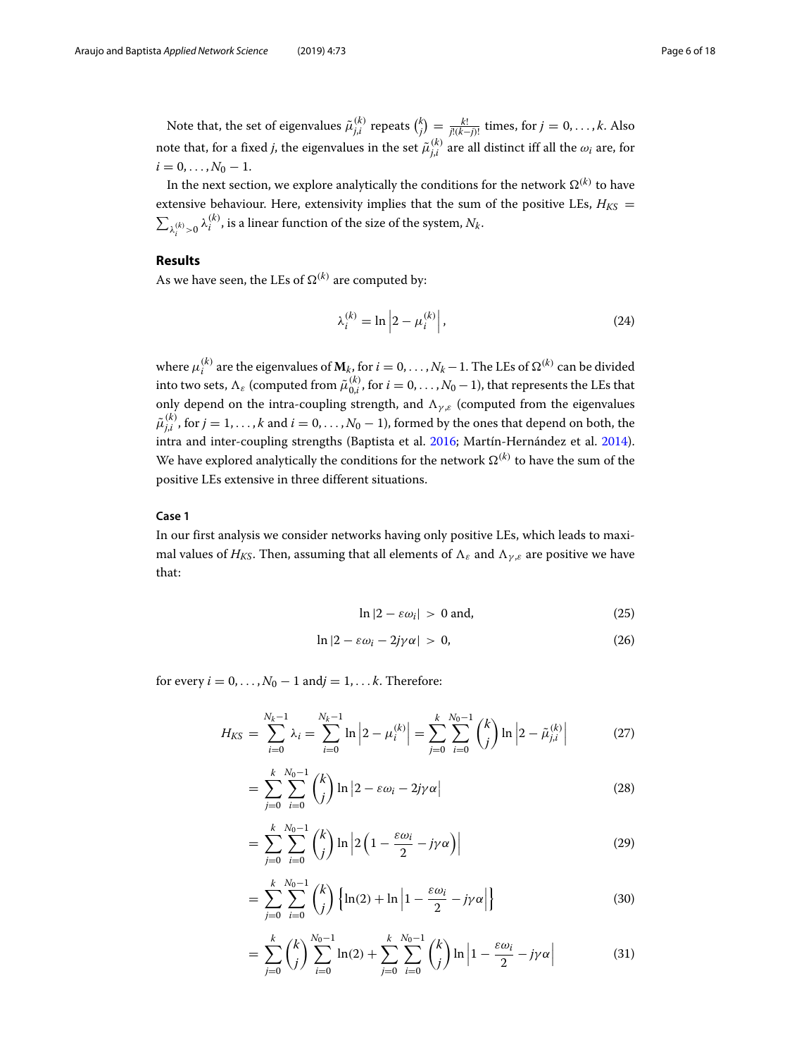Note that, the set of eigenvalues $\tilde{\mu}_{j,i}^{(k)}$ repeats $\binom{k}{j} = \frac{k!}{j!(k-j)!}$ times, for $j = 0, \ldots, k$. Also note that, for a fixed $j$, the eigenvalues in the set $\tilde{\mu}_{j,i}^{(k)}$ are all distinct iff all the $\omega_i$ are, for $i = 0, \ldots, N_0 - 1$.

In the next section, we explore analytically the conditions for the network $\Omega^{(k)}$ to have extensive behaviour. Here, extensivity implies that the sum of the positive LEs, $H_{KS} = \sum_{\lambda_i^{(k)} > 0} \lambda_i^{(k)}$, is a linear function of the size of the system, $N_k$.

## Results

As we have seen, the LEs of $\Omega^{(k)}$ are computed by:

$$\lambda_i^{(k)} = \ln \left| 2 - \mu_i^{(k)} \right|, \tag{24}$$

where $\mu_i^{(k)}$ are the eigenvalues of $\mathbf{M}_k$, for $i = 0, \ldots, N_k - 1$. The LEs of $\Omega^{(k)}$ can be divided into two sets, $\Lambda_\varepsilon$ (computed from $\tilde{\mu}_{0,i}^{(k)}$, for $i = 0, \ldots, N_0 - 1$), that represents the LEs that only depend on the intra-coupling strength, and $\Lambda_{\gamma,\varepsilon}$ (computed from the eigenvalues $\tilde{\mu}_{j,i}^{(k)}$, for $j = 1, \ldots, k$ and $i = 0, \ldots, N_0 - 1$), formed by the ones that depend on both, the intra and inter-coupling strengths (Baptista et al. 2016; Martín-Hernández et al. 2014). We have explored analytically the conditions for the network $\Omega^{(k)}$ to have the sum of the positive LEs extensive in three different situations.

### Case 1

In our first analysis we consider networks having only positive LEs, which leads to maximal values of $H_{KS}$. Then, assuming that all elements of $\Lambda_\varepsilon$ and $\Lambda_{\gamma,\varepsilon}$ are positive we have that:

$$\ln |2 - \varepsilon\omega_i| \; > \; 0 \text{ and,} \tag{25}$$

$$\ln |2 - \varepsilon\omega_i - 2j\gamma\alpha| \; > \; 0, \tag{26}$$

for every $i = 0, \ldots, N_0 - 1$ and$j = 1, \ldots k$. Therefore:

$$H_{KS} = \sum_{i=0}^{N_k - 1} \lambda_i = \sum_{i=0}^{N_k - 1} \ln \left| 2 - \mu_i^{(k)} \right| = \sum_{j=0}^{k} \sum_{i=0}^{N_0 - 1} \binom{k}{j} \ln \left| 2 - \tilde{\mu}_{j,i}^{(k)} \right| \tag{27}$$

$$= \sum_{j=0}^{k} \sum_{i=0}^{N_0 - 1} \binom{k}{j} \ln \left| 2 - \varepsilon\omega_i - 2j\gamma\alpha \right| \tag{28}$$

$$= \sum_{j=0}^{k} \sum_{i=0}^{N_0 - 1} \binom{k}{j} \ln \left| 2\left(1 - \frac{\varepsilon\omega_i}{2} - j\gamma\alpha\right) \right| \tag{29}$$

$$= \sum_{j=0}^{k} \sum_{i=0}^{N_0 - 1} \binom{k}{j} \left\{ \ln(2) + \ln \left| 1 - \frac{\varepsilon\omega_i}{2} - j\gamma\alpha \right| \right\} \tag{30}$$

$$= \sum_{j=0}^{k} \binom{k}{j} \sum_{i=0}^{N_0 - 1} \ln(2) + \sum_{j=0}^{k} \sum_{i=0}^{N_0 - 1} \binom{k}{j} \ln \left| 1 - \frac{\varepsilon\omega_i}{2} - j\gamma\alpha \right| \tag{31}$$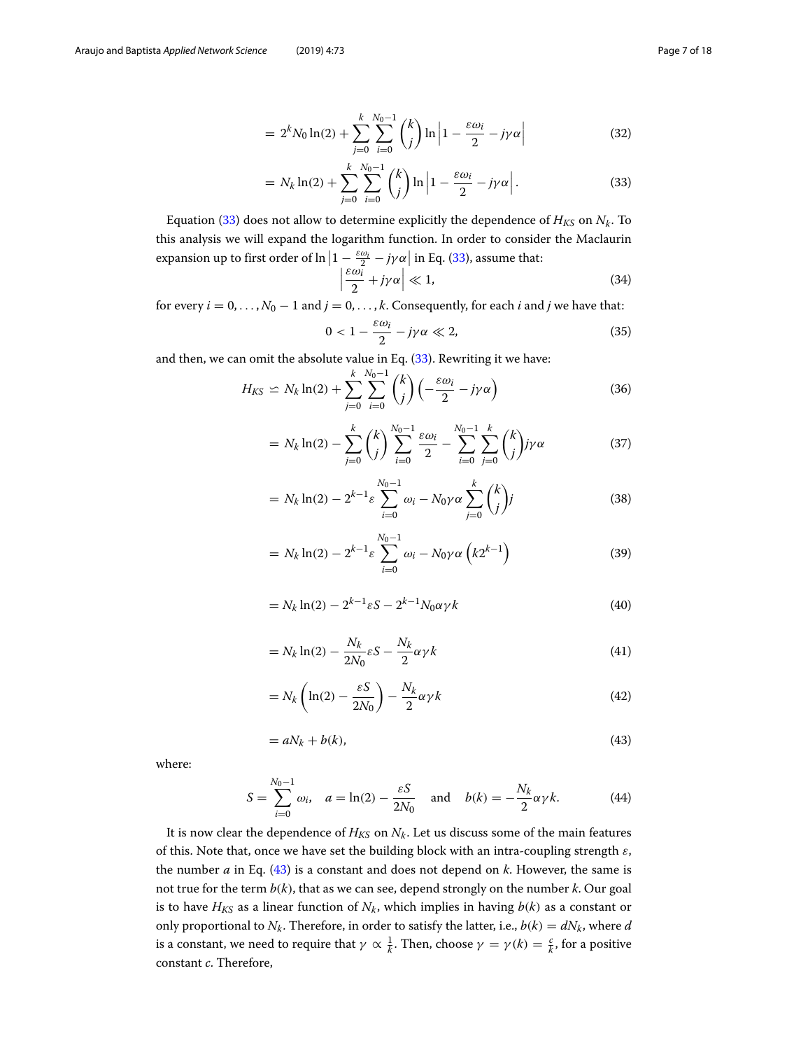$$= 2^k N_0 \ln(2) + \sum_{j=0}^{k} \sum_{i=0}^{N_0-1} \binom{k}{j} \ln \left| 1 - \frac{\varepsilon \omega_i}{2} - j\gamma\alpha \right| \tag{32}$$

$$= N_k \ln(2) + \sum_{j=0}^{k} \sum_{i=0}^{N_0-1} \binom{k}{j} \ln \left| 1 - \frac{\varepsilon \omega_i}{2} - j\gamma\alpha \right|. \tag{33}$$

Equation (33) does not allow to determine explicitly the dependence of $H_{KS}$ on $N_k$. To this analysis we will expand the logarithm function. In order to consider the Maclaurin expansion up to first order of $\ln \left| 1 - \frac{\varepsilon\omega_i}{2} - j\gamma\alpha \right|$ in Eq. (33), assume that:

$$\left| \frac{\varepsilon \omega_i}{2} + j\gamma\alpha \right| \ll 1, \tag{34}$$

for every $i = 0, \ldots, N_0 - 1$ and $j = 0, \ldots, k$. Consequently, for each $i$ and $j$ we have that:

$$0 < 1 - \frac{\varepsilon \omega_i}{2} - j\gamma\alpha \ll 2, \tag{35}$$

and then, we can omit the absolute value in Eq. (33). Rewriting it we have:

$$H_{KS} \backsimeq N_k \ln(2) + \sum_{j=0}^{k} \sum_{i=0}^{N_0-1} \binom{k}{j} \left( -\frac{\varepsilon \omega_i}{2} - j\gamma\alpha \right) \tag{36}$$

$$= N_k \ln(2) - \sum_{j=0}^{k} \binom{k}{j} \sum_{i=0}^{N_0-1} \frac{\varepsilon \omega_i}{2} - \sum_{i=0}^{N_0-1} \sum_{j=0}^{k} \binom{k}{j} j\gamma\alpha \tag{37}$$

$$= N_k \ln(2) - 2^{k-1} \varepsilon \sum_{i=0}^{N_0-1} \omega_i - N_0 \gamma\alpha \sum_{j=0}^{k} \binom{k}{j} j \tag{38}$$

$$= N_k \ln(2) - 2^{k-1} \varepsilon \sum_{i=0}^{N_0-1} \omega_i - N_0 \gamma\alpha \left( k 2^{k-1} \right) \tag{39}$$

$$= N_k \ln(2) - 2^{k-1} \varepsilon S - 2^{k-1} N_0 \alpha\gamma k \tag{40}$$

$$= N_k \ln(2) - \frac{N_k}{2N_0} \varepsilon S - \frac{N_k}{2} \alpha\gamma k \tag{41}$$

$$= N_k \left( \ln(2) - \frac{\varepsilon S}{2N_0} \right) - \frac{N_k}{2} \alpha\gamma k \tag{42}$$

$$= aN_k + b(k), \tag{43}$$

where:

$$S = \sum_{i=0}^{N_0-1} \omega_i, \quad a = \ln(2) - \frac{\varepsilon S}{2N_0} \quad \text{and} \quad b(k) = -\frac{N_k}{2} \alpha\gamma k. \tag{44}$$

It is now clear the dependence of $H_{KS}$ on $N_k$. Let us discuss some of the main features of this. Note that, once we have set the building block with an intra-coupling strength $\varepsilon$, the number $a$ in Eq. (43) is a constant and does not depend on $k$. However, the same is not true for the term $b(k)$, that as we can see, depend strongly on the number $k$. Our goal is to have $H_{KS}$ as a linear function of $N_k$, which implies in having $b(k)$ as a constant or only proportional to $N_k$. Therefore, in order to satisfy the latter, i.e., $b(k) = dN_k$, where $d$ is a constant, we need to require that $\gamma \propto \frac{1}{k}$. Then, choose $\gamma = \gamma(k) = \frac{c}{k}$, for a positive constant $c$. Therefore,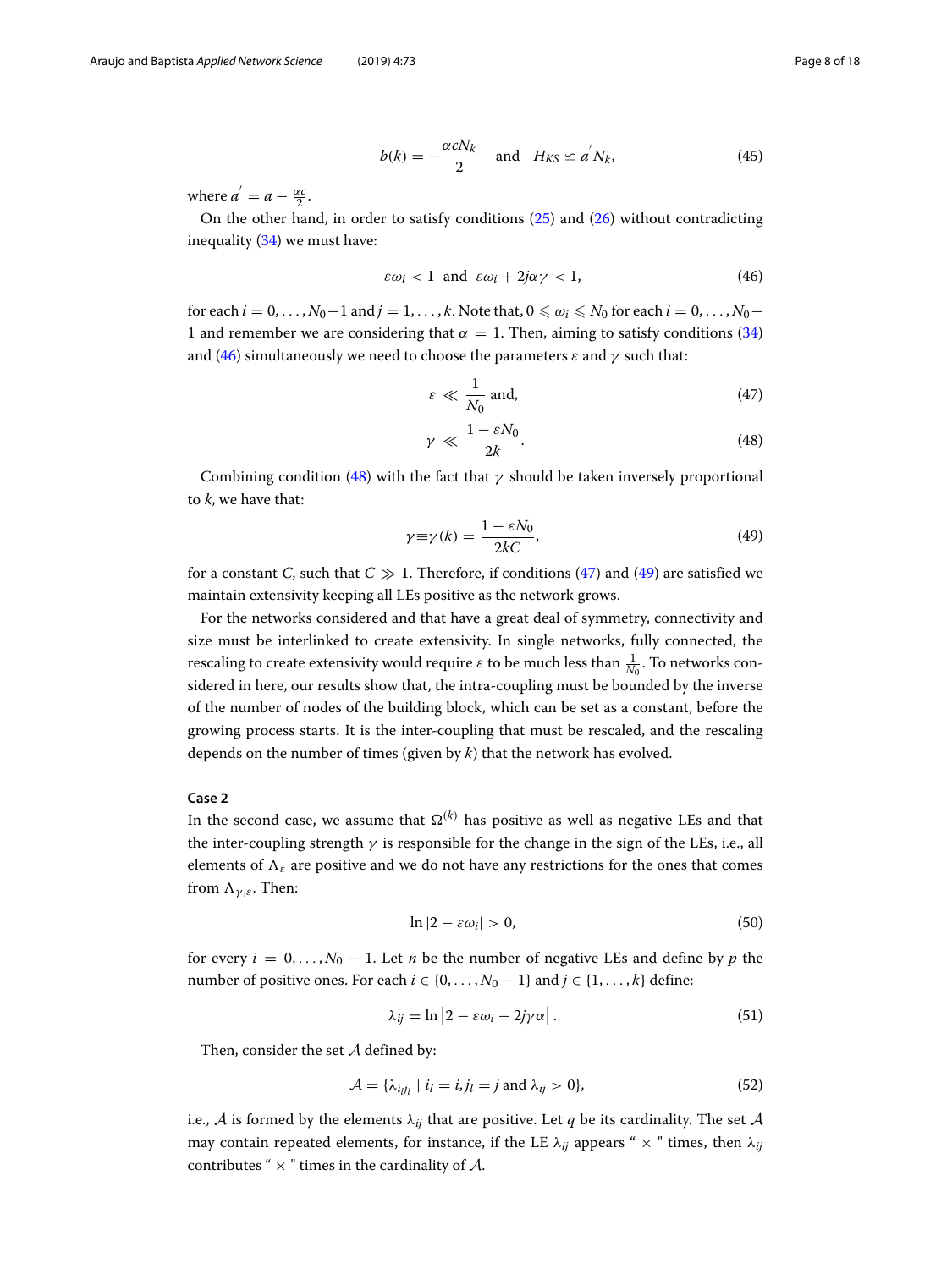$$b(k) = -\frac{\alpha c N_k}{2} \quad \text{and} \quad H_{KS} \backsimeq a^{'} N_k, \tag{45}$$

where $a^{'} = a - \frac{\alpha c}{2}$.

On the other hand, in order to satisfy conditions (25) and (26) without contradicting inequality (34) we must have:

$$\varepsilon \omega_i < 1 \;\; \text{and} \;\; \varepsilon \omega_i + 2j\alpha\gamma < 1, \tag{46}$$

for each $i = 0, \ldots, N_0 - 1$ and $j = 1, \ldots, k$. Note that, $0 \leqslant \omega_i \leqslant N_0$ for each $i = 0, \ldots, N_0 - 1$ and remember we are considering that $\alpha = 1$. Then, aiming to satisfy conditions (34) and (46) simultaneously we need to choose the parameters $\varepsilon$ and $\gamma$ such that:

$$\varepsilon \ll \frac{1}{N_0} \text{ and,} \tag{47}$$

$$\gamma \ll \frac{1 - \varepsilon N_0}{2k}. \tag{48}$$

Combining condition (48) with the fact that $\gamma$ should be taken inversely proportional to $k$, we have that:

$$\gamma \equiv \gamma(k) = \frac{1 - \varepsilon N_0}{2kC}, \tag{49}$$

for a constant $C$, such that $C \gg 1$. Therefore, if conditions (47) and (49) are satisfied we maintain extensivity keeping all LEs positive as the network grows.

For the networks considered and that have a great deal of symmetry, connectivity and size must be interlinked to create extensivity. In single networks, fully connected, the rescaling to create extensivity would require $\varepsilon$ to be much less than $\frac{1}{N_0}$. To networks considered in here, our results show that, the intra-coupling must be bounded by the inverse of the number of nodes of the building block, which can be set as a constant, before the growing process starts. It is the inter-coupling that must be rescaled, and the rescaling depends on the number of times (given by $k$) that the network has evolved.

#### Case 2

In the second case, we assume that $\Omega^{(k)}$ has positive as well as negative LEs and that the inter-coupling strength $\gamma$ is responsible for the change in the sign of the LEs, i.e., all elements of $\Lambda_\varepsilon$ are positive and we do not have any restrictions for the ones that comes from $\Lambda_{\gamma,\varepsilon}$. Then:

$$\ln|2 - \varepsilon \omega_i| > 0, \tag{50}$$

for every $i = 0, \ldots, N_0 - 1$. Let $n$ be the number of negative LEs and define by $p$ the number of positive ones. For each $i \in \{0, \ldots, N_0 - 1\}$ and $j \in \{1, \ldots, k\}$ define:

$$\lambda_{ij} = \ln\left|2 - \varepsilon \omega_i - 2j\gamma\alpha\right|. \tag{51}$$

Then, consider the set $\mathcal{A}$ defined by:

$$\mathcal{A} = \{\lambda_{i_l j_l} \mid i_l = i, j_l = j \text{ and } \lambda_{ij} > 0\}, \tag{52}$$

i.e., $\mathcal{A}$ is formed by the elements $\lambda_{ij}$ that are positive. Let $q$ be its cardinality. The set $\mathcal{A}$ may contain repeated elements, for instance, if the LE $\lambda_{ij}$ appears " $\times$ " times, then $\lambda_{ij}$ contributes " $\times$ " times in the cardinality of $\mathcal{A}$.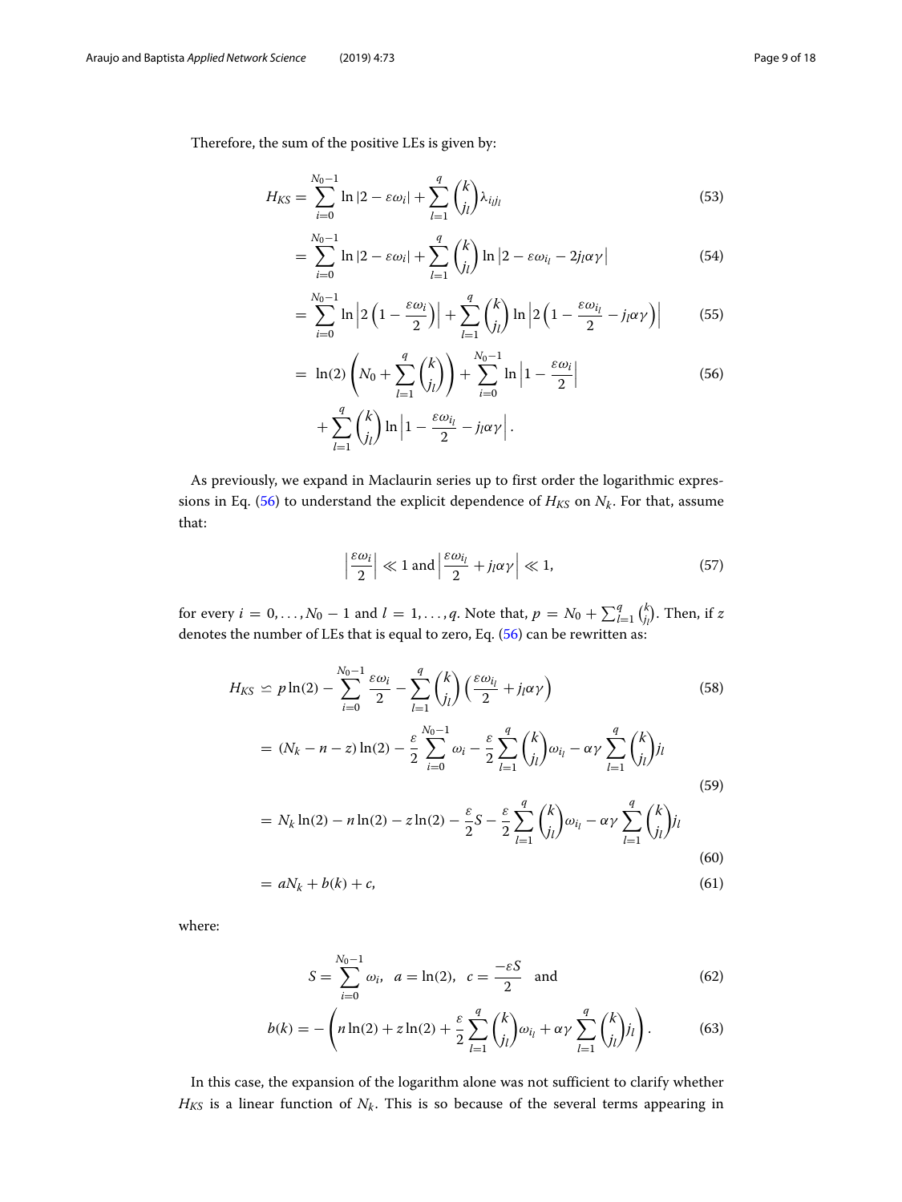Therefore, the sum of the positive LEs is given by:

$$H_{KS} = \sum_{i=0}^{N_0-1} \ln|2 - \varepsilon\omega_i| + \sum_{l=1}^{q} \binom{k}{j_l} \lambda_{i_l j_l} \tag{53}$$

$$= \sum_{i=0}^{N_0-1} \ln|2 - \varepsilon\omega_i| + \sum_{l=1}^{q} \binom{k}{j_l} \ln\left|2 - \varepsilon\omega_{i_l} - 2j_l\alpha\gamma\right| \tag{54}$$

$$= \sum_{i=0}^{N_0-1} \ln\left|2\left(1 - \frac{\varepsilon\omega_i}{2}\right)\right| + \sum_{l=1}^{q} \binom{k}{j_l} \ln\left|2\left(1 - \frac{\varepsilon\omega_{i_l}}{2} - j_l\alpha\gamma\right)\right| \tag{55}$$

$$= \ln(2)\left(N_0 + \sum_{l=1}^{q} \binom{k}{j_l}\right) + \sum_{i=0}^{N_0-1} \ln\left|1 - \frac{\varepsilon\omega_i}{2}\right| + \sum_{l=1}^{q} \binom{k}{j_l} \ln\left|1 - \frac{\varepsilon\omega_{i_l}}{2} - j_l\alpha\gamma\right|. \tag{56}$$

As previously, we expand in Maclaurin series up to first order the logarithmic expressions in Eq. (56) to understand the explicit dependence of $H_{KS}$ on $N_k$. For that, assume that:

$$\left|\frac{\varepsilon\omega_i}{2}\right| \ll 1 \text{ and } \left|\frac{\varepsilon\omega_{i_l}}{2} + j_l\alpha\gamma\right| \ll 1, \tag{57}$$

for every $i = 0, \ldots, N_0 - 1$ and $l = 1, \ldots, q$. Note that, $p = N_0 + \sum_{l=1}^{q} \binom{k}{j_l}$. Then, if $z$ denotes the number of LEs that is equal to zero, Eq. (56) can be rewritten as:

$$H_{KS} \simeq p\ln(2) - \sum_{i=0}^{N_0-1} \frac{\varepsilon\omega_i}{2} - \sum_{l=1}^{q} \binom{k}{j_l} \left(\frac{\varepsilon\omega_{i_l}}{2} + j_l\alpha\gamma\right) \tag{58}$$

$$= (N_k - n - z)\ln(2) - \frac{\varepsilon}{2}\sum_{i=0}^{N_0-1} \omega_i - \frac{\varepsilon}{2}\sum_{l=1}^{q} \binom{k}{j_l}\omega_{i_l} - \alpha\gamma\sum_{l=1}^{q} \binom{k}{j_l} j_l \tag{59}$$

$$= N_k\ln(2) - n\ln(2) - z\ln(2) - \frac{\varepsilon}{2}S - \frac{\varepsilon}{2}\sum_{l=1}^{q} \binom{k}{j_l}\omega_{i_l} - \alpha\gamma\sum_{l=1}^{q} \binom{k}{j_l} j_l \tag{60}$$

$$= aN_k + b(k) + c, \tag{61}$$

where:

$$S = \sum_{i=0}^{N_0-1} \omega_i, \quad a = \ln(2), \quad c = \frac{-\varepsilon S}{2} \quad \text{and} \tag{62}$$

$$b(k) = -\left(n\ln(2) + z\ln(2) + \frac{\varepsilon}{2}\sum_{l=1}^{q} \binom{k}{j_l}\omega_{i_l} + \alpha\gamma\sum_{l=1}^{q} \binom{k}{j_l} j_l\right). \tag{63}$$

In this case, the expansion of the logarithm alone was not sufficient to clarify whether $H_{KS}$ is a linear function of $N_k$. This is so because of the several terms appearing in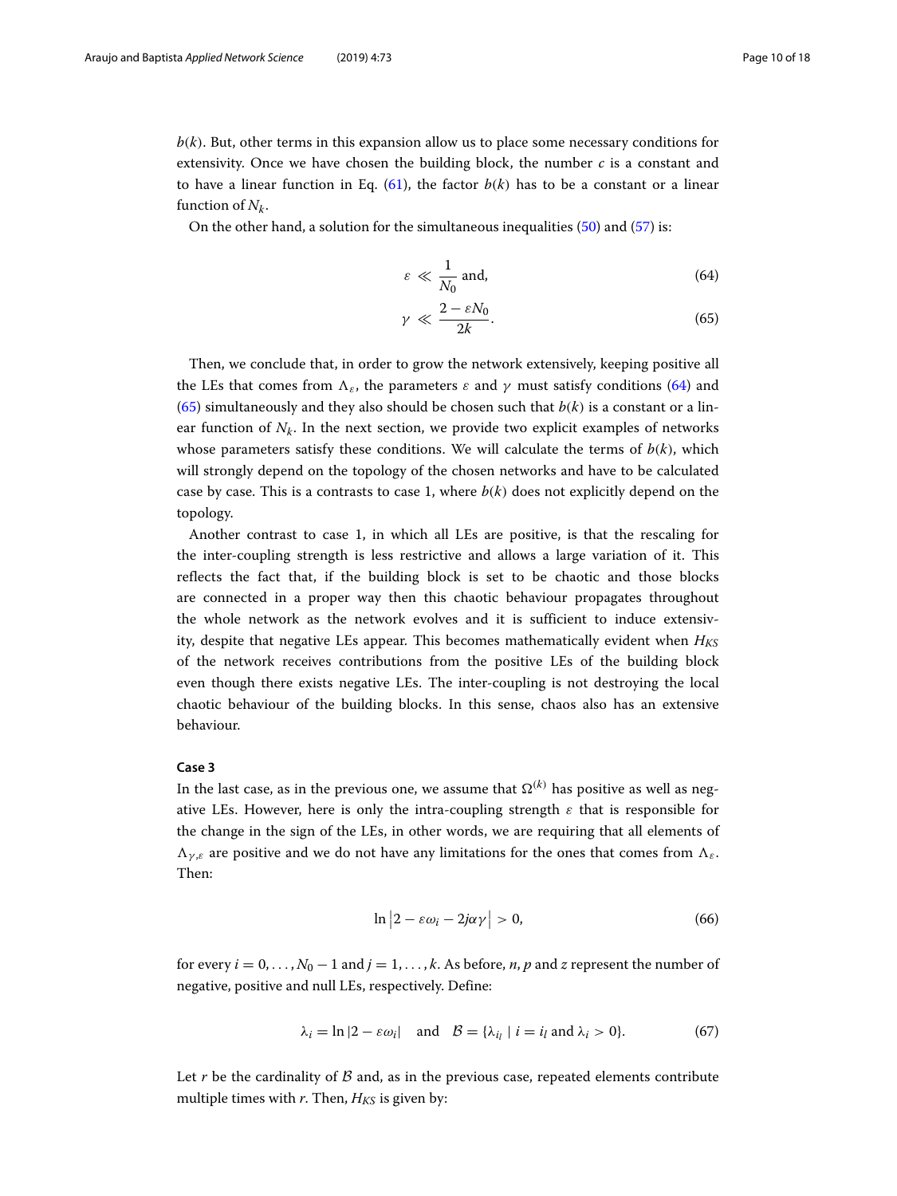$b(k)$. But, other terms in this expansion allow us to place some necessary conditions for extensivity. Once we have chosen the building block, the number $c$ is a constant and to have a linear function in Eq. (61), the factor $b(k)$ has to be a constant or a linear function of $N_k$.

On the other hand, a solution for the simultaneous inequalities (50) and (57) is:

$$\varepsilon \ll \frac{1}{N_0} \text{ and,} \tag{64}$$

$$\gamma \ll \frac{2 - \varepsilon N_0}{2k}. \tag{65}$$

Then, we conclude that, in order to grow the network extensively, keeping positive all the LEs that comes from $\Lambda_\varepsilon$, the parameters $\varepsilon$ and $\gamma$ must satisfy conditions (64) and (65) simultaneously and they also should be chosen such that $b(k)$ is a constant or a linear function of $N_k$. In the next section, we provide two explicit examples of networks whose parameters satisfy these conditions. We will calculate the terms of $b(k)$, which will strongly depend on the topology of the chosen networks and have to be calculated case by case. This is a contrasts to case 1, where $b(k)$ does not explicitly depend on the topology.

Another contrast to case 1, in which all LEs are positive, is that the rescaling for the inter-coupling strength is less restrictive and allows a large variation of it. This reflects the fact that, if the building block is set to be chaotic and those blocks are connected in a proper way then this chaotic behaviour propagates throughout the whole network as the network evolves and it is sufficient to induce extensivity, despite that negative LEs appear. This becomes mathematically evident when $H_{KS}$ of the network receives contributions from the positive LEs of the building block even though there exists negative LEs. The inter-coupling is not destroying the local chaotic behaviour of the building blocks. In this sense, chaos also has an extensive behaviour.

**Case 3**

In the last case, as in the previous one, we assume that $\Omega^{(k)}$ has positive as well as negative LEs. However, here is only the intra-coupling strength $\varepsilon$ that is responsible for the change in the sign of the LEs, in other words, we are requiring that all elements of $\Lambda_{\gamma,\varepsilon}$ are positive and we do not have any limitations for the ones that comes from $\Lambda_\varepsilon$. Then:

$$\ln\left|2 - \varepsilon\omega_i - 2j\alpha\gamma\right| > 0, \tag{66}$$

for every $i = 0, \ldots, N_0 - 1$ and $j = 1, \ldots, k$. As before, $n$, $p$ and $z$ represent the number of negative, positive and null LEs, respectively. Define:

$$\lambda_i = \ln|2 - \varepsilon\omega_i| \quad \text{and} \quad \mathcal{B} = \{\lambda_{i_l} \mid i = i_l \text{ and } \lambda_i > 0\}. \tag{67}$$

Let $r$ be the cardinality of $\mathcal{B}$ and, as in the previous case, repeated elements contribute multiple times with $r$. Then, $H_{KS}$ is given by: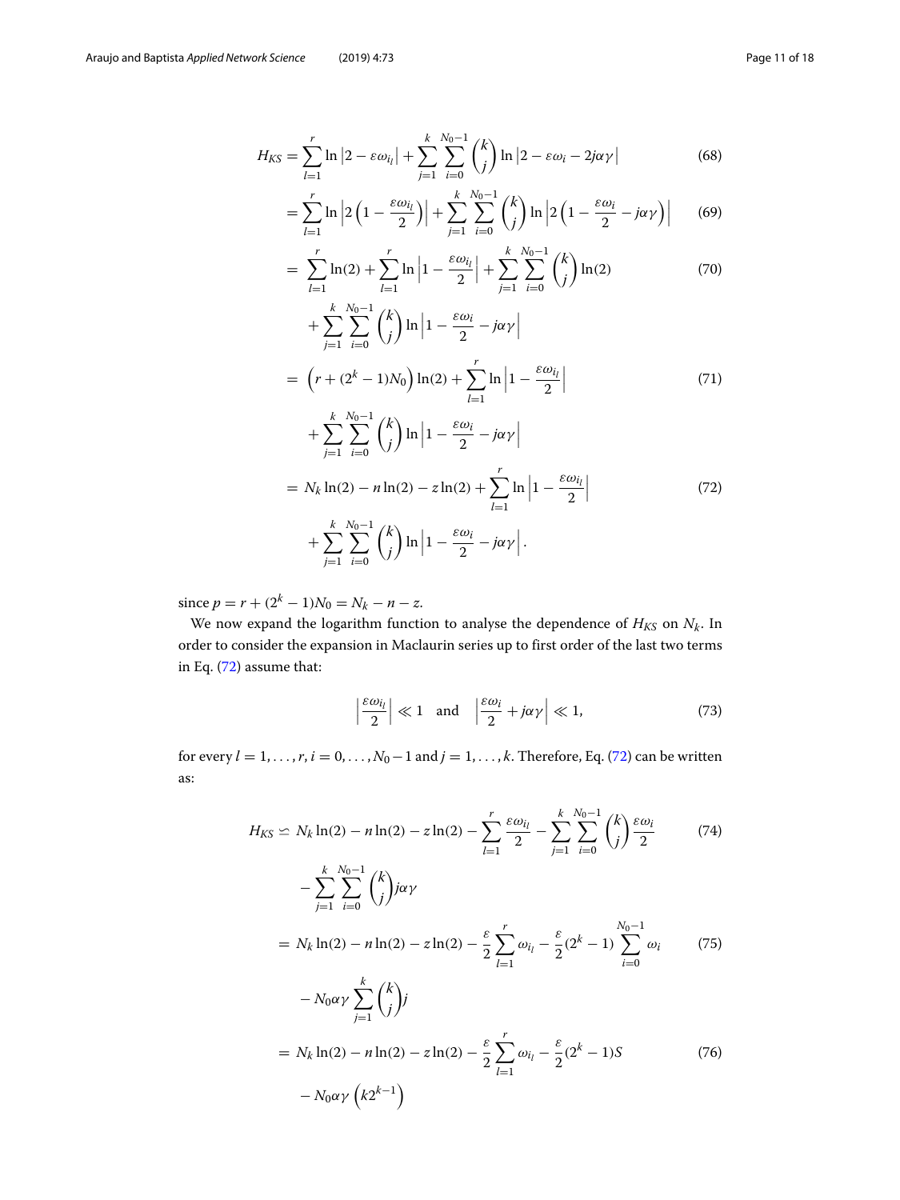$$
\begin{aligned}
H_{KS} &= \sum_{l=1}^{r} \ln\left|2 - \varepsilon\omega_{i_l}\right| + \sum_{j=1}^{k}\sum_{i=0}^{N_0-1}\binom{k}{j}\ln\left|2 - \varepsilon\omega_i - 2j\alpha\gamma\right| && (68)\\
&= \sum_{l=1}^{r} \ln\left|2\left(1 - \frac{\varepsilon\omega_{i_l}}{2}\right)\right| + \sum_{j=1}^{k}\sum_{i=0}^{N_0-1}\binom{k}{j}\ln\left|2\left(1 - \frac{\varepsilon\omega_i}{2} - j\alpha\gamma\right)\right| && (69)\\
&= \sum_{l=1}^{r}\ln(2) + \sum_{l=1}^{r}\ln\left|1 - \frac{\varepsilon\omega_{i_l}}{2}\right| + \sum_{j=1}^{k}\sum_{i=0}^{N_0-1}\binom{k}{j}\ln(2) && (70)\\
&\quad + \sum_{j=1}^{k}\sum_{i=0}^{N_0-1}\binom{k}{j}\ln\left|1 - \frac{\varepsilon\omega_i}{2} - j\alpha\gamma\right|\\
&= \left(r + (2^k-1)N_0\right)\ln(2) + \sum_{l=1}^{r}\ln\left|1 - \frac{\varepsilon\omega_{i_l}}{2}\right| && (71)\\
&\quad + \sum_{j=1}^{k}\sum_{i=0}^{N_0-1}\binom{k}{j}\ln\left|1 - \frac{\varepsilon\omega_i}{2} - j\alpha\gamma\right|\\
&= N_k\ln(2) - n\ln(2) - z\ln(2) + \sum_{l=1}^{r}\ln\left|1 - \frac{\varepsilon\omega_{i_l}}{2}\right| && (72)\\
&\quad + \sum_{j=1}^{k}\sum_{i=0}^{N_0-1}\binom{k}{j}\ln\left|1 - \frac{\varepsilon\omega_i}{2} - j\alpha\gamma\right|.
\end{aligned}
$$

since $p = r + (2^k - 1)N_0 = N_k - n - z$.

We now expand the logarithm function to analyse the dependence of $H_{KS}$ on $N_k$. In order to consider the expansion in Maclaurin series up to first order of the last two terms in Eq. (72) assume that:

$$
\left|\frac{\varepsilon\omega_{i_l}}{2}\right| \ll 1 \quad \text{and} \quad \left|\frac{\varepsilon\omega_i}{2} + j\alpha\gamma\right| \ll 1, \tag{73}
$$

for every $l = 1, \ldots, r$, $i = 0, \ldots, N_0 - 1$ and $j = 1, \ldots, k$. Therefore, Eq. (72) can be written as:

$$
\begin{aligned}
H_{KS} &\simeq N_k\ln(2) - n\ln(2) - z\ln(2) - \sum_{l=1}^{r}\frac{\varepsilon\omega_{i_l}}{2} - \sum_{j=1}^{k}\sum_{i=0}^{N_0-1}\binom{k}{j}\frac{\varepsilon\omega_i}{2} && (74)\\
&\quad - \sum_{j=1}^{k}\sum_{i=0}^{N_0-1}\binom{k}{j}j\alpha\gamma\\
&= N_k\ln(2) - n\ln(2) - z\ln(2) - \frac{\varepsilon}{2}\sum_{l=1}^{r}\omega_{i_l} - \frac{\varepsilon}{2}(2^k-1)\sum_{i=0}^{N_0-1}\omega_i && (75)\\
&\quad - N_0\alpha\gamma\sum_{j=1}^{k}\binom{k}{j}j\\
&= N_k\ln(2) - n\ln(2) - z\ln(2) - \frac{\varepsilon}{2}\sum_{l=1}^{r}\omega_{i_l} - \frac{\varepsilon}{2}(2^k-1)S && (76)\\
&\quad - N_0\alpha\gamma\left(k2^{k-1}\right)
\end{aligned}
$$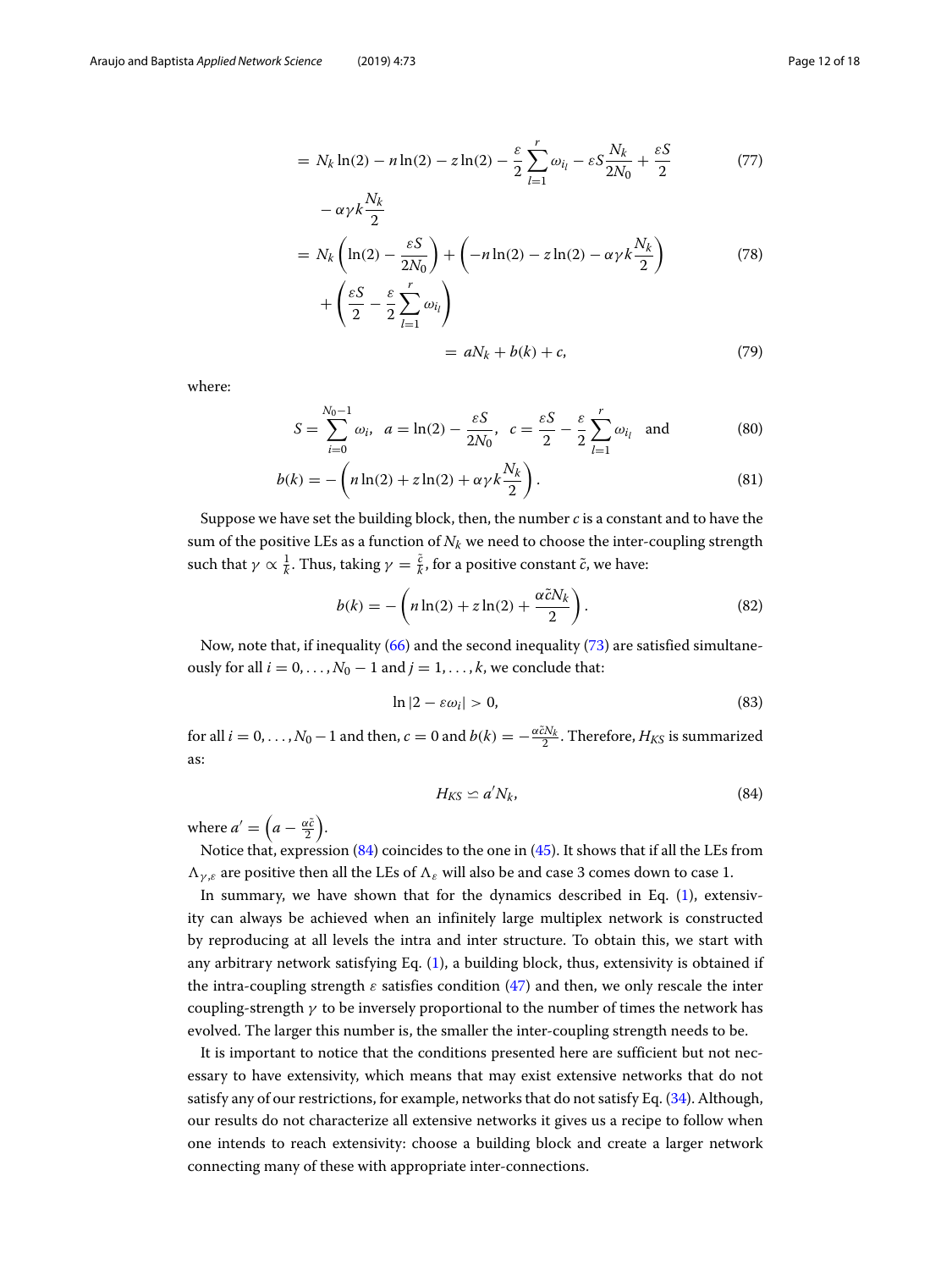$$= N_k \ln(2) - n\ln(2) - z\ln(2) - \frac{\varepsilon}{2}\sum_{l=1}^{r}\omega_{i_l} - \varepsilon S\frac{N_k}{2N_0} + \frac{\varepsilon S}{2} - \alpha\gamma k\frac{N_k}{2} \tag{77}$$

$$= N_k\left(\ln(2) - \frac{\varepsilon S}{2N_0}\right) + \left(-n\ln(2) - z\ln(2) - \alpha\gamma k\frac{N_k}{2}\right) + \left(\frac{\varepsilon S}{2} - \frac{\varepsilon}{2}\sum_{l=1}^{r}\omega_{i_l}\right) \tag{78}$$

$$= aN_k + b(k) + c, \tag{79}$$

where:

$$S = \sum_{i=0}^{N_0-1}\omega_i, \quad a = \ln(2) - \frac{\varepsilon S}{2N_0}, \quad c = \frac{\varepsilon S}{2} - \frac{\varepsilon}{2}\sum_{l=1}^{r}\omega_{i_l} \quad \text{and} \tag{80}$$

$$b(k) = -\left(n\ln(2) + z\ln(2) + \alpha\gamma k\frac{N_k}{2}\right). \tag{81}$$

Suppose we have set the building block, then, the number $c$ is a constant and to have the sum of the positive LEs as a function of $N_k$ we need to choose the inter-coupling strength such that $\gamma \propto \frac{1}{k}$. Thus, taking $\gamma = \frac{\tilde{c}}{k}$, for a positive constant $\tilde{c}$, we have:

$$b(k) = -\left(n\ln(2) + z\ln(2) + \frac{\alpha\tilde{c}N_k}{2}\right). \tag{82}$$

Now, note that, if inequality (66) and the second inequality (73) are satisfied simultaneously for all $i = 0, \ldots, N_0 - 1$ and $j = 1, \ldots, k$, we conclude that:

$$\ln|2 - \varepsilon\omega_i| > 0, \tag{83}$$

for all $i = 0, \ldots, N_0 - 1$ and then, $c = 0$ and $b(k) = -\frac{\alpha\tilde{c}N_k}{2}$. Therefore, $H_{KS}$ is summarized as:

$$H_{KS} \backsimeq a'N_k, \tag{84}$$

where $a' = \left(a - \frac{\alpha\tilde{c}}{2}\right)$.

Notice that, expression (84) coincides to the one in (45). It shows that if all the LEs from $\Lambda_{\gamma,\varepsilon}$ are positive then all the LEs of $\Lambda_\varepsilon$ will also be and case 3 comes down to case 1.

In summary, we have shown that for the dynamics described in Eq. (1), extensivity can always be achieved when an infinitely large multiplex network is constructed by reproducing at all levels the intra and inter structure. To obtain this, we start with any arbitrary network satisfying Eq. (1), a building block, thus, extensivity is obtained if the intra-coupling strength $\varepsilon$ satisfies condition (47) and then, we only rescale the inter coupling-strength $\gamma$ to be inversely proportional to the number of times the network has evolved. The larger this number is, the smaller the inter-coupling strength needs to be.

It is important to notice that the conditions presented here are sufficient but not necessary to have extensivity, which means that may exist extensive networks that do not satisfy any of our restrictions, for example, networks that do not satisfy Eq. (34). Although, our results do not characterize all extensive networks it gives us a recipe to follow when one intends to reach extensivity: choose a building block and create a larger network connecting many of these with appropriate inter-connections.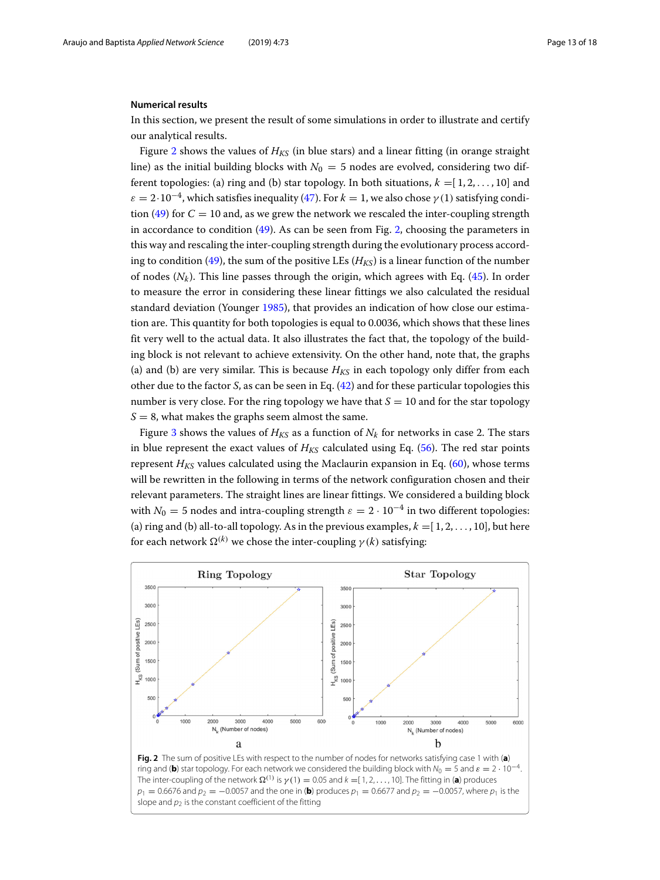### Numerical results

In this section, we present the result of some simulations in order to illustrate and certify our analytical results.

Figure 2 shows the values of $H_{KS}$ (in blue stars) and a linear fitting (in orange straight line) as the initial building blocks with $N_0 = 5$ nodes are evolved, considering two different topologies: (a) ring and (b) star topology. In both situations, $k = [1, 2, \ldots, 10]$ and $\varepsilon = 2 \cdot 10^{-4}$, which satisfies inequality (47). For $k = 1$, we also chose $\gamma(1)$ satisfying condition (49) for $C = 10$ and, as we grew the network we rescaled the inter-coupling strength in accordance to condition (49). As can be seen from Fig. 2, choosing the parameters in this way and rescaling the inter-coupling strength during the evolutionary process according to condition (49), the sum of the positive LEs ($H_{KS}$) is a linear function of the number of nodes ($N_k$). This line passes through the origin, which agrees with Eq. (45). In order to measure the error in considering these linear fittings we also calculated the residual standard deviation (Younger 1985), that provides an indication of how close our estimation are. This quantity for both topologies is equal to 0.0036, which shows that these lines fit very well to the actual data. It also illustrates the fact that, the topology of the building block is not relevant to achieve extensivity. On the other hand, note that, the graphs (a) and (b) are very similar. This is because $H_{KS}$ in each topology only differ from each other due to the factor $S$, as can be seen in Eq. (42) and for these particular topologies this number is very close. For the ring topology we have that $S = 10$ and for the star topology $S = 8$, what makes the graphs seem almost the same.

Figure 3 shows the values of $H_{KS}$ as a function of $N_k$ for networks in case 2. The stars in blue represent the exact values of $H_{KS}$ calculated using Eq. (56). The red star points represent $H_{KS}$ values calculated using the Maclaurin expansion in Eq. (60), whose terms will be rewritten in the following in terms of the network configuration chosen and their relevant parameters. The straight lines are linear fittings. We considered a building block with $N_0 = 5$ nodes and intra-coupling strength $\varepsilon = 2 \cdot 10^{-4}$ in two different topologies: (a) ring and (b) all-to-all topology. As in the previous examples, $k = [1, 2, \ldots, 10]$, but here for each network $\Omega^{(k)}$ we chose the inter-coupling $\gamma(k)$ satisfying:

**Fig. 2** The sum of positive LEs with respect to the number of nodes for networks satisfying case 1 with (**a**) ring and (**b**) star topology. For each network we considered the building block with $N_0 = 5$ and $\varepsilon = 2 \cdot 10^{-4}$. The inter-coupling of the network $\Omega^{(1)}$ is $\gamma(1) = 0.05$ and $k = [1, 2, \ldots, 10]$. The fitting in (**a**) produces $p_1 = 0.6676$ and $p_2 = -0.0057$ and the one in (**b**) produces $p_1 = 0.6677$ and $p_2 = -0.0057$, where $p_1$ is the slope and $p_2$ is the constant coefficient of the fitting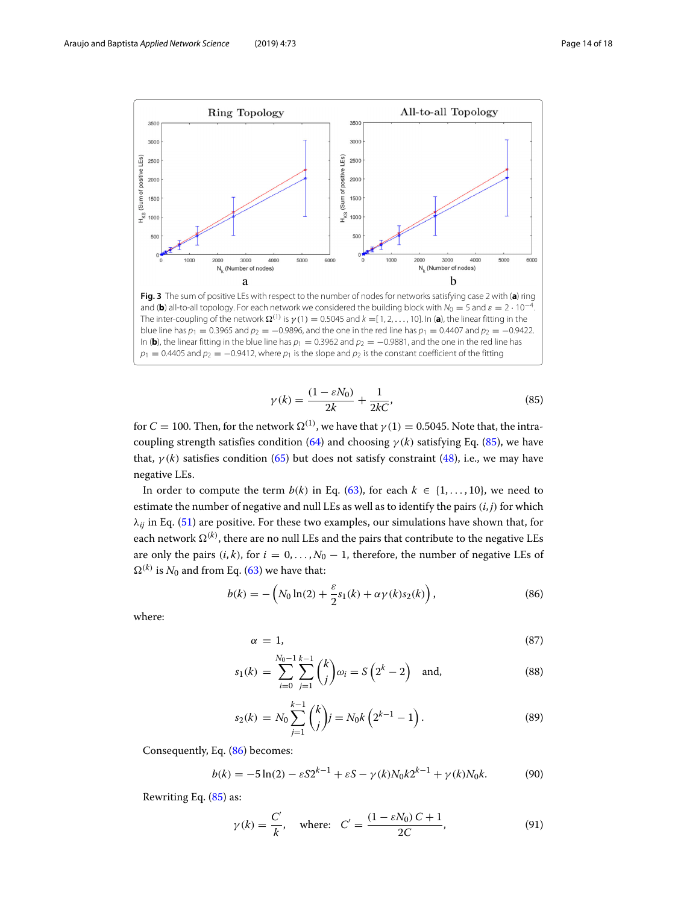**Fig. 3** The sum of positive LEs with respect to the number of nodes for networks satisfying case 2 with (**a**) ring and (**b**) all-to-all topology. For each network we considered the building block with $N_0 = 5$ and $\varepsilon = 2 \cdot 10^{-4}$. The inter-coupling of the network $\Omega^{(1)}$ is $\gamma(1) = 0.5045$ and $k = [1, 2, \ldots, 10]$. In (**a**), the linear fitting in the blue line has $p_1 = 0.3965$ and $p_2 = -0.9896$, and the one in the red line has $p_1 = 0.4407$ and $p_2 = -0.9422$. In (**b**), the linear fitting in the blue line has $p_1 = 0.3962$ and $p_2 = -0.9881$, and the one in the red line has $p_1 = 0.4405$ and $p_2 = -0.9412$, where $p_1$ is the slope and $p_2$ is the constant coefficient of the fitting

$$\gamma(k) = \frac{(1 - \varepsilon N_0)}{2k} + \frac{1}{2kC}, \tag{85}$$

for $C = 100$. Then, for the network $\Omega^{(1)}$, we have that $\gamma(1) = 0.5045$. Note that, the intra-coupling strength satisfies condition (64) and choosing $\gamma(k)$ satisfying Eq. (85), we have that, $\gamma(k)$ satisfies condition (65) but does not satisfy constraint (48), i.e., we may have negative LEs.

In order to compute the term $b(k)$ in Eq. (63), for each $k \in \{1, \ldots, 10\}$, we need to estimate the number of negative and null LEs as well as to identify the pairs $(i, j)$ for which $\lambda_{ij}$ in Eq. (51) are positive. For these two examples, our simulations have shown that, for each network $\Omega^{(k)}$, there are no null LEs and the pairs that contribute to the negative LEs are only the pairs $(i, k)$, for $i = 0, \ldots, N_0 - 1$, therefore, the number of negative LEs of $\Omega^{(k)}$ is $N_0$ and from Eq. (63) we have that:

$$b(k) = -\left(N_0 \ln(2) + \frac{\varepsilon}{2} s_1(k) + \alpha \gamma(k) s_2(k)\right), \tag{86}$$

where:

$$\alpha = 1, \tag{87}$$

$$s_1(k) = \sum_{i=0}^{N_0-1} \sum_{j=1}^{k-1} \binom{k}{j} \omega_i = S\left(2^k - 2\right) \quad \text{and,} \tag{88}$$

$$s_2(k) = N_0 \sum_{j=1}^{k-1} \binom{k}{j} j = N_0 k \left(2^{k-1} - 1\right). \tag{89}$$

Consequently, Eq. (86) becomes:

$$b(k) = -5\ln(2) - \varepsilon S 2^{k-1} + \varepsilon S - \gamma(k) N_0 k 2^{k-1} + \gamma(k) N_0 k. \tag{90}$$

Rewriting Eq. (85) as:

$$\gamma(k) = \frac{C'}{k}, \quad \text{where:} \quad C' = \frac{(1 - \varepsilon N_0)\, C + 1}{2C}, \tag{91}$$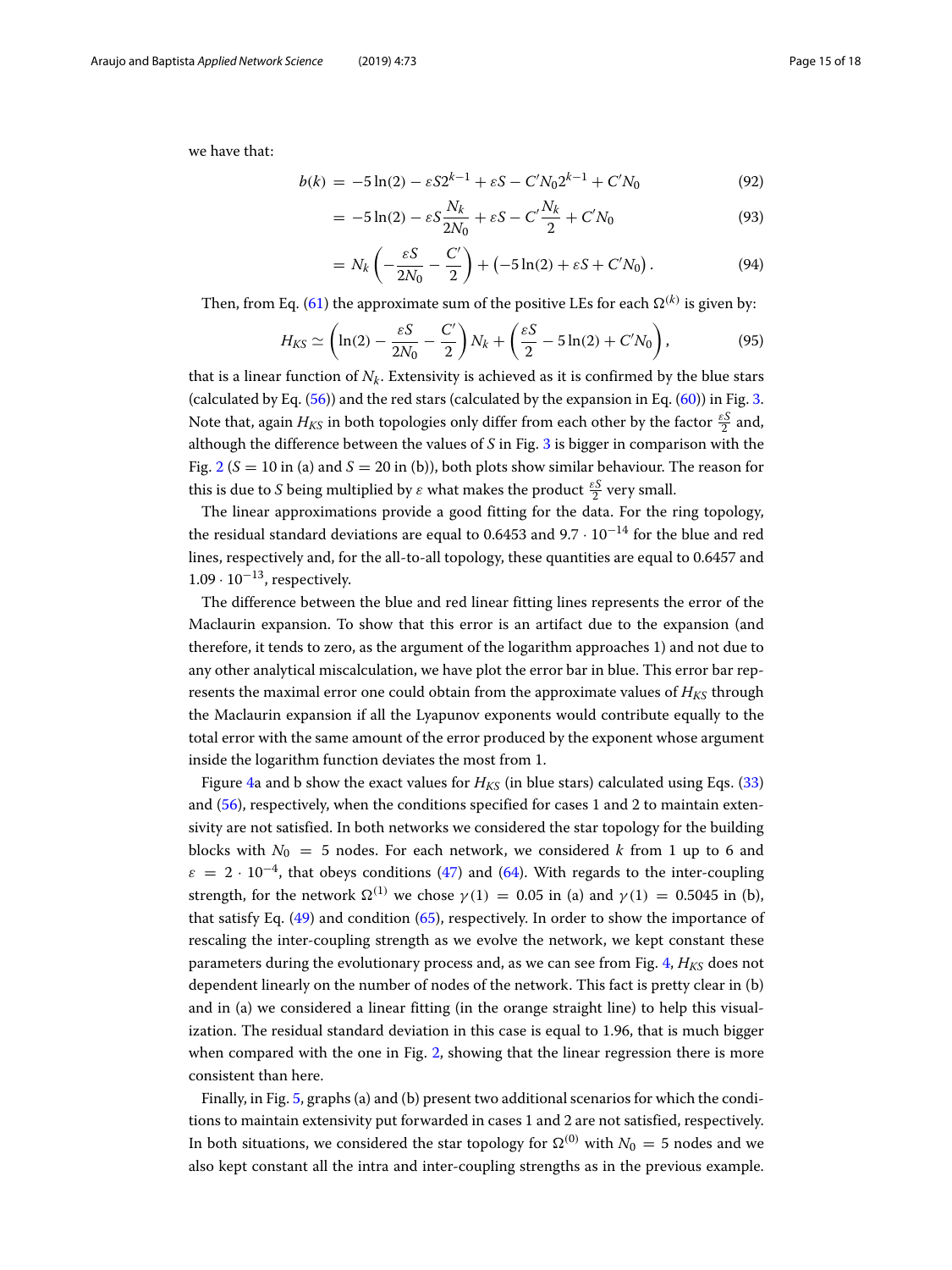we have that:

$$b(k) = -5\ln(2) - \varepsilon S 2^{k-1} + \varepsilon S - C' N_0 2^{k-1} + C' N_0 \tag{92}$$

$$= -5\ln(2) - \varepsilon S \frac{N_k}{2N_0} + \varepsilon S - C' \frac{N_k}{2} + C' N_0 \tag{93}$$

$$= N_k \left( -\frac{\varepsilon S}{2N_0} - \frac{C'}{2} \right) + \left( -5\ln(2) + \varepsilon S + C' N_0 \right). \tag{94}$$

Then, from Eq. (61) the approximate sum of the positive LEs for each $\Omega^{(k)}$ is given by:

$$H_{KS} \simeq \left( \ln(2) - \frac{\varepsilon S}{2N_0} - \frac{C'}{2} \right) N_k + \left( \frac{\varepsilon S}{2} - 5\ln(2) + C' N_0 \right), \tag{95}$$

that is a linear function of $N_k$. Extensivity is achieved as it is confirmed by the blue stars (calculated by Eq. (56)) and the red stars (calculated by the expansion in Eq. (60)) in Fig. 3. Note that, again $H_{KS}$ in both topologies only differ from each other by the factor $\frac{\varepsilon S}{2}$ and, although the difference between the values of $S$ in Fig. 3 is bigger in comparison with the Fig. 2 ($S = 10$ in (a) and $S = 20$ in (b)), both plots show similar behaviour. The reason for this is due to $S$ being multiplied by $\varepsilon$ what makes the product $\frac{\varepsilon S}{2}$ very small.

The linear approximations provide a good fitting for the data. For the ring topology, the residual standard deviations are equal to 0.6453 and $9.7 \cdot 10^{-14}$ for the blue and red lines, respectively and, for the all-to-all topology, these quantities are equal to 0.6457 and $1.09 \cdot 10^{-13}$, respectively.

The difference between the blue and red linear fitting lines represents the error of the Maclaurin expansion. To show that this error is an artifact due to the expansion (and therefore, it tends to zero, as the argument of the logarithm approaches 1) and not due to any other analytical miscalculation, we have plot the error bar in blue. This error bar represents the maximal error one could obtain from the approximate values of $H_{KS}$ through the Maclaurin expansion if all the Lyapunov exponents would contribute equally to the total error with the same amount of the error produced by the exponent whose argument inside the logarithm function deviates the most from 1.

Figure 4a and b show the exact values for $H_{KS}$ (in blue stars) calculated using Eqs. (33) and (56), respectively, when the conditions specified for cases 1 and 2 to maintain extensivity are not satisfied. In both networks we considered the star topology for the building blocks with $N_0 = 5$ nodes. For each network, we considered $k$ from 1 up to 6 and $\varepsilon = 2 \cdot 10^{-4}$, that obeys conditions (47) and (64). With regards to the inter-coupling strength, for the network $\Omega^{(1)}$ we chose $\gamma(1) = 0.05$ in (a) and $\gamma(1) = 0.5045$ in (b), that satisfy Eq. (49) and condition (65), respectively. In order to show the importance of rescaling the inter-coupling strength as we evolve the network, we kept constant these parameters during the evolutionary process and, as we can see from Fig. 4, $H_{KS}$ does not dependent linearly on the number of nodes of the network. This fact is pretty clear in (b) and in (a) we considered a linear fitting (in the orange straight line) to help this visualization. The residual standard deviation in this case is equal to 1.96, that is much bigger when compared with the one in Fig. 2, showing that the linear regression there is more consistent than here.

Finally, in Fig. 5, graphs (a) and (b) present two additional scenarios for which the conditions to maintain extensivity put forwarded in cases 1 and 2 are not satisfied, respectively. In both situations, we considered the star topology for $\Omega^{(0)}$ with $N_0 = 5$ nodes and we also kept constant all the intra and inter-coupling strengths as in the previous example.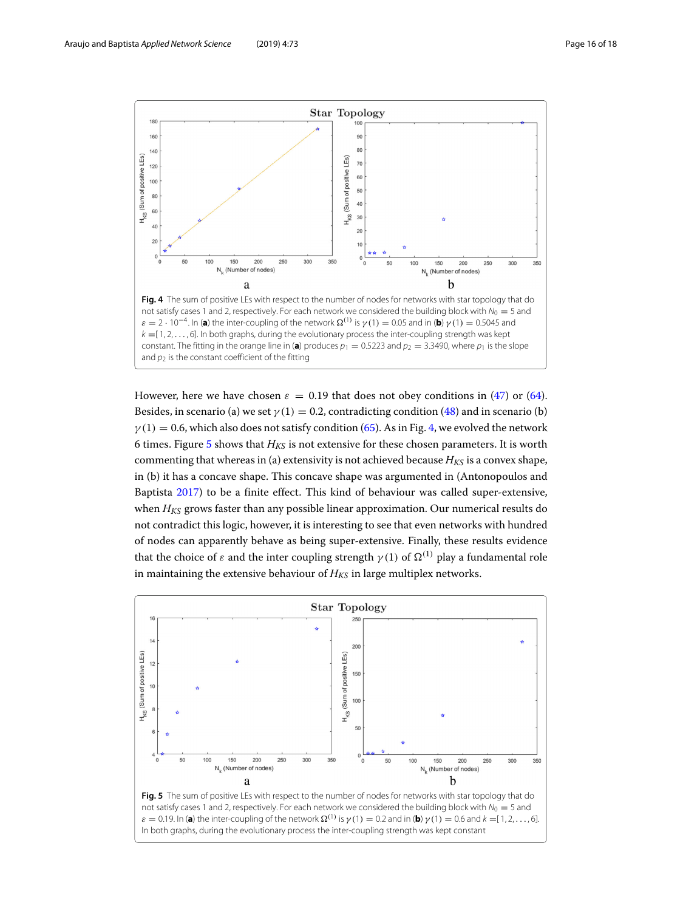**Fig. 4** The sum of positive LEs with respect to the number of nodes for networks with star topology that do not satisfy cases 1 and 2, respectively. For each network we considered the building block with $N_0 = 5$ and $\varepsilon = 2 \cdot 10^{-4}$. In (**a**) the inter-coupling of the network $\Omega^{(1)}$ is $\gamma(1) = 0.05$ and in (**b**) $\gamma(1) = 0.5045$ and $k = [1, 2, \ldots, 6]$. In both graphs, during the evolutionary process the inter-coupling strength was kept constant. The fitting in the orange line in (**a**) produces $p_1 = 0.5223$ and $p_2 = 3.3490$, where $p_1$ is the slope and $p_2$ is the constant coefficient of the fitting

However, here we have chosen $\varepsilon = 0.19$ that does not obey conditions in (47) or (64). Besides, in scenario (a) we set $\gamma(1) = 0.2$, contradicting condition (48) and in scenario (b) $\gamma(1) = 0.6$, which also does not satisfy condition (65). As in Fig. 4, we evolved the network 6 times. Figure 5 shows that $H_{KS}$ is not extensive for these chosen parameters. It is worth commenting that whereas in (a) extensivity is not achieved because $H_{KS}$ is a convex shape, in (b) it has a concave shape. This concave shape was argumented in (Antonopoulos and Baptista 2017) to be a finite effect. This kind of behaviour was called super-extensive, when $H_{KS}$ grows faster than any possible linear approximation. Our numerical results do not contradict this logic, however, it is interesting to see that even networks with hundred of nodes can apparently behave as being super-extensive. Finally, these results evidence that the choice of $\varepsilon$ and the inter coupling strength $\gamma(1)$ of $\Omega^{(1)}$ play a fundamental role in maintaining the extensive behaviour of $H_{KS}$ in large multiplex networks.

**Fig. 5** The sum of positive LEs with respect to the number of nodes for networks with star topology that do not satisfy cases 1 and 2, respectively. For each network we considered the building block with $N_0 = 5$ and $\varepsilon = 0.19$. In (**a**) the inter-coupling of the network $\Omega^{(1)}$ is $\gamma(1) = 0.2$ and in (**b**) $\gamma(1) = 0.6$ and $k = [1, 2, \ldots, 6]$. In both graphs, during the evolutionary process the inter-coupling strength was kept constant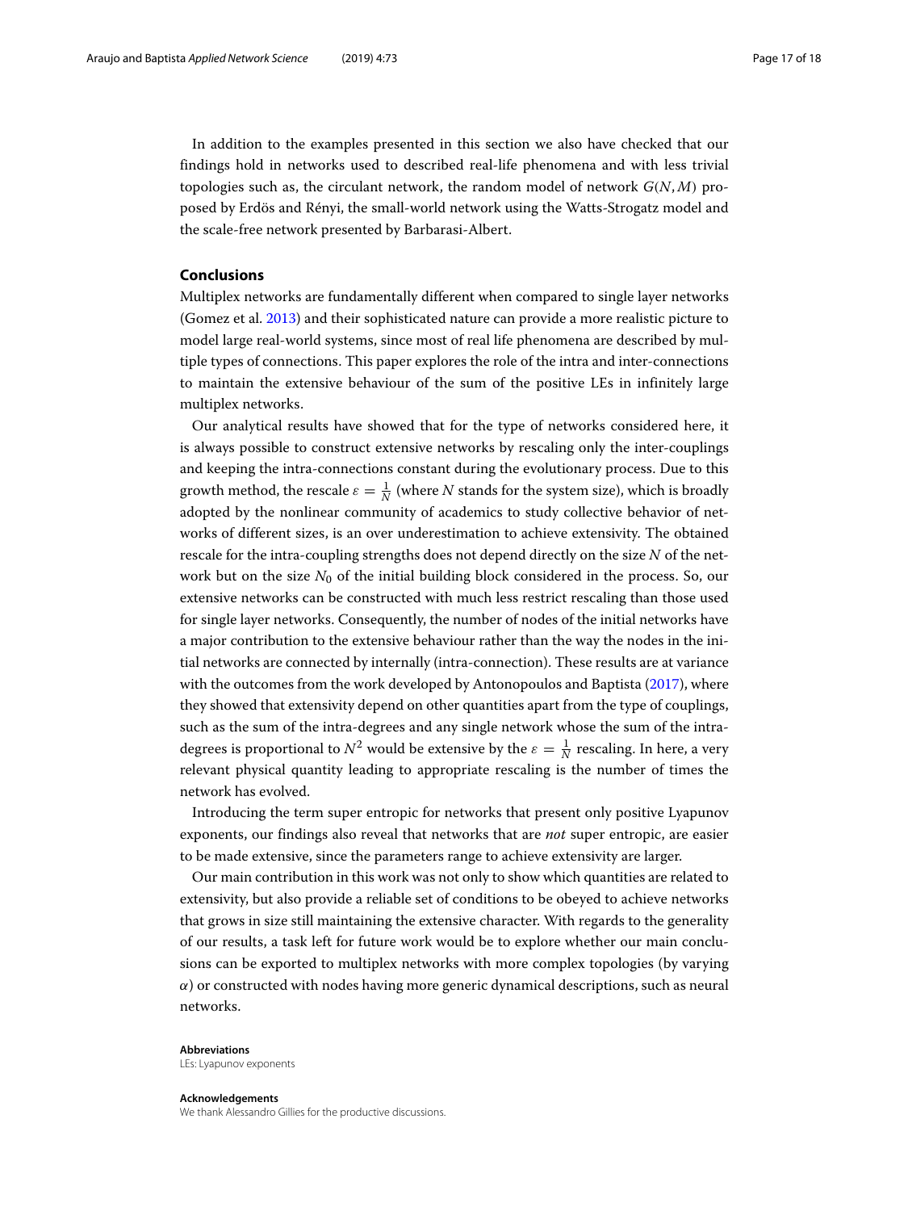In addition to the examples presented in this section we also have checked that our findings hold in networks used to described real-life phenomena and with less trivial topologies such as, the circulant network, the random model of network $G(N, M)$ proposed by Erdös and Rényi, the small-world network using the Watts-Strogatz model and the scale-free network presented by Barbarasi-Albert.

## Conclusions

Multiplex networks are fundamentally different when compared to single layer networks (Gomez et al. 2013) and their sophisticated nature can provide a more realistic picture to model large real-world systems, since most of real life phenomena are described by multiple types of connections. This paper explores the role of the intra and inter-connections to maintain the extensive behaviour of the sum of the positive LEs in infinitely large multiplex networks.

Our analytical results have showed that for the type of networks considered here, it is always possible to construct extensive networks by rescaling only the inter-couplings and keeping the intra-connections constant during the evolutionary process. Due to this growth method, the rescale $\varepsilon = \frac{1}{N}$ (where $N$ stands for the system size), which is broadly adopted by the nonlinear community of academics to study collective behavior of networks of different sizes, is an over underestimation to achieve extensivity. The obtained rescale for the intra-coupling strengths does not depend directly on the size $N$ of the network but on the size $N_0$ of the initial building block considered in the process. So, our extensive networks can be constructed with much less restrict rescaling than those used for single layer networks. Consequently, the number of nodes of the initial networks have a major contribution to the extensive behaviour rather than the way the nodes in the initial networks are connected by internally (intra-connection). These results are at variance with the outcomes from the work developed by Antonopoulos and Baptista (2017), where they showed that extensivity depend on other quantities apart from the type of couplings, such as the sum of the intra-degrees and any single network whose the sum of the intra-degrees is proportional to $N^2$ would be extensive by the $\varepsilon = \frac{1}{N}$ rescaling. In here, a very relevant physical quantity leading to appropriate rescaling is the number of times the network has evolved.

Introducing the term super entropic for networks that present only positive Lyapunov exponents, our findings also reveal that networks that are *not* super entropic, are easier to be made extensive, since the parameters range to achieve extensivity are larger.

Our main contribution in this work was not only to show which quantities are related to extensivity, but also provide a reliable set of conditions to be obeyed to achieve networks that grows in size still maintaining the extensive character. With regards to the generality of our results, a task left for future work would be to explore whether our main conclusions can be exported to multiplex networks with more complex topologies (by varying $\alpha$) or constructed with nodes having more generic dynamical descriptions, such as neural networks.

**Abbreviations**

LEs: Lyapunov exponents

**Acknowledgements**

We thank Alessandro Gillies for the productive discussions.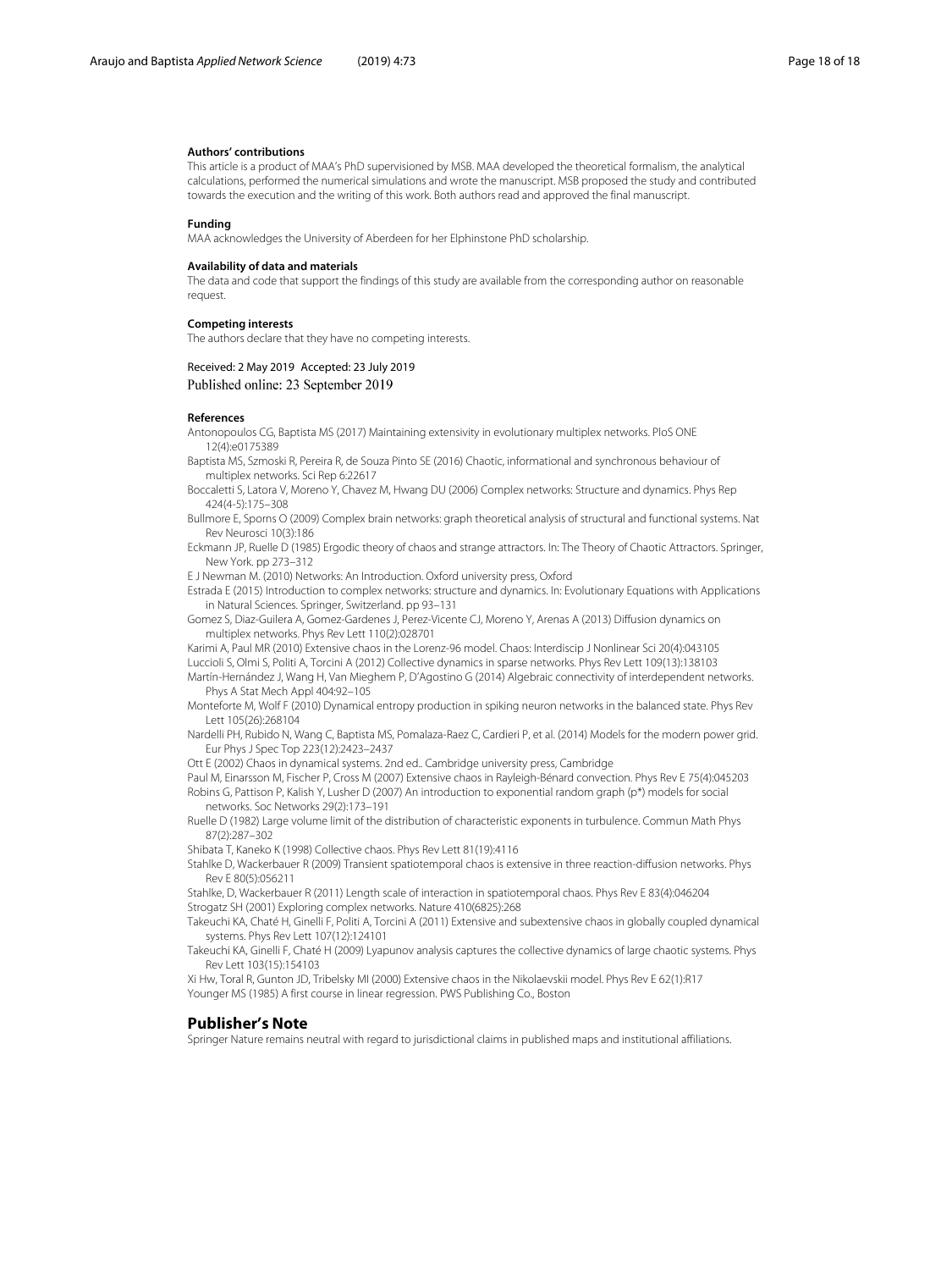#### Authors' contributions

This article is a product of MAA's PhD supervisioned by MSB. MAA developed the theoretical formalism, the analytical calculations, performed the numerical simulations and wrote the manuscript. MSB proposed the study and contributed towards the execution and the writing of this work. Both authors read and approved the final manuscript.

#### Funding

MAA acknowledges the University of Aberdeen for her Elphinstone PhD scholarship.

#### Availability of data and materials

The data and code that support the findings of this study are available from the corresponding author on reasonable request.

#### Competing interests

The authors declare that they have no competing interests.

Received: 2 May 2019 Accepted: 23 July 2019
Published online: 23 September 2019

#### References

Antonopoulos CG, Baptista MS (2017) Maintaining extensivity in evolutionary multiplex networks. PloS ONE 12(4):e0175389

Baptista MS, Szmoski R, Pereira R, de Souza Pinto SE (2016) Chaotic, informational and synchronous behaviour of multiplex networks. Sci Rep 6:22617

Boccaletti S, Latora V, Moreno Y, Chavez M, Hwang DU (2006) Complex networks: Structure and dynamics. Phys Rep 424(4-5):175–308

Bullmore E, Sporns O (2009) Complex brain networks: graph theoretical analysis of structural and functional systems. Nat Rev Neurosci 10(3):186

Eckmann JP, Ruelle D (1985) Ergodic theory of chaos and strange attractors. In: The Theory of Chaotic Attractors. Springer, New York. pp 273–312

E J Newman M. (2010) Networks: An Introduction. Oxford university press, Oxford

Estrada E (2015) Introduction to complex networks: structure and dynamics. In: Evolutionary Equations with Applications in Natural Sciences. Springer, Switzerland. pp 93–131

Gomez S, Diaz-Guilera A, Gomez-Gardenes J, Perez-Vicente CJ, Moreno Y, Arenas A (2013) Diffusion dynamics on multiplex networks. Phys Rev Lett 110(2):028701

Karimi A, Paul MR (2010) Extensive chaos in the Lorenz-96 model. Chaos: Interdiscip J Nonlinear Sci 20(4):043105

Luccioli S, Olmi S, Politi A, Torcini A (2012) Collective dynamics in sparse networks. Phys Rev Lett 109(13):138103

Martín-Hernández J, Wang H, Van Mieghem P, D'Agostino G (2014) Algebraic connectivity of interdependent networks. Phys A Stat Mech Appl 404:92–105

Monteforte M, Wolf F (2010) Dynamical entropy production in spiking neuron networks in the balanced state. Phys Rev Lett 105(26):268104

Nardelli PH, Rubido N, Wang C, Baptista MS, Pomalaza-Raez C, Cardieri P, et al. (2014) Models for the modern power grid. Eur Phys J Spec Top 223(12):2423–2437

Ott E (2002) Chaos in dynamical systems. 2nd ed.. Cambridge university press, Cambridge

Paul M, Einarsson M, Fischer P, Cross M (2007) Extensive chaos in Rayleigh-Bénard convection. Phys Rev E 75(4):045203

Robins G, Pattison P, Kalish Y, Lusher D (2007) An introduction to exponential random graph (p*) models for social networks. Soc Networks 29(2):173–191

Ruelle D (1982) Large volume limit of the distribution of characteristic exponents in turbulence. Commun Math Phys 87(2):287–302

Shibata T, Kaneko K (1998) Collective chaos. Phys Rev Lett 81(19):4116

Stahlke D, Wackerbauer R (2009) Transient spatiotemporal chaos is extensive in three reaction-diffusion networks. Phys Rev E 80(5):056211

Stahlke, D, Wackerbauer R (2011) Length scale of interaction in spatiotemporal chaos. Phys Rev E 83(4):046204

Strogatz SH (2001) Exploring complex networks. Nature 410(6825):268

Takeuchi KA, Chaté H, Ginelli F, Politi A, Torcini A (2011) Extensive and subextensive chaos in globally coupled dynamical systems. Phys Rev Lett 107(12):124101

Takeuchi KA, Ginelli F, Chaté H (2009) Lyapunov analysis captures the collective dynamics of large chaotic systems. Phys Rev Lett 103(15):154103

Xi Hw, Toral R, Gunton JD, Tribelsky MI (2000) Extensive chaos in the Nikolaevskii model. Phys Rev E 62(1):R17

Younger MS (1985) A first course in linear regression. PWS Publishing Co., Boston

## Publisher's Note

Springer Nature remains neutral with regard to jurisdictional claims in published maps and institutional affiliations.